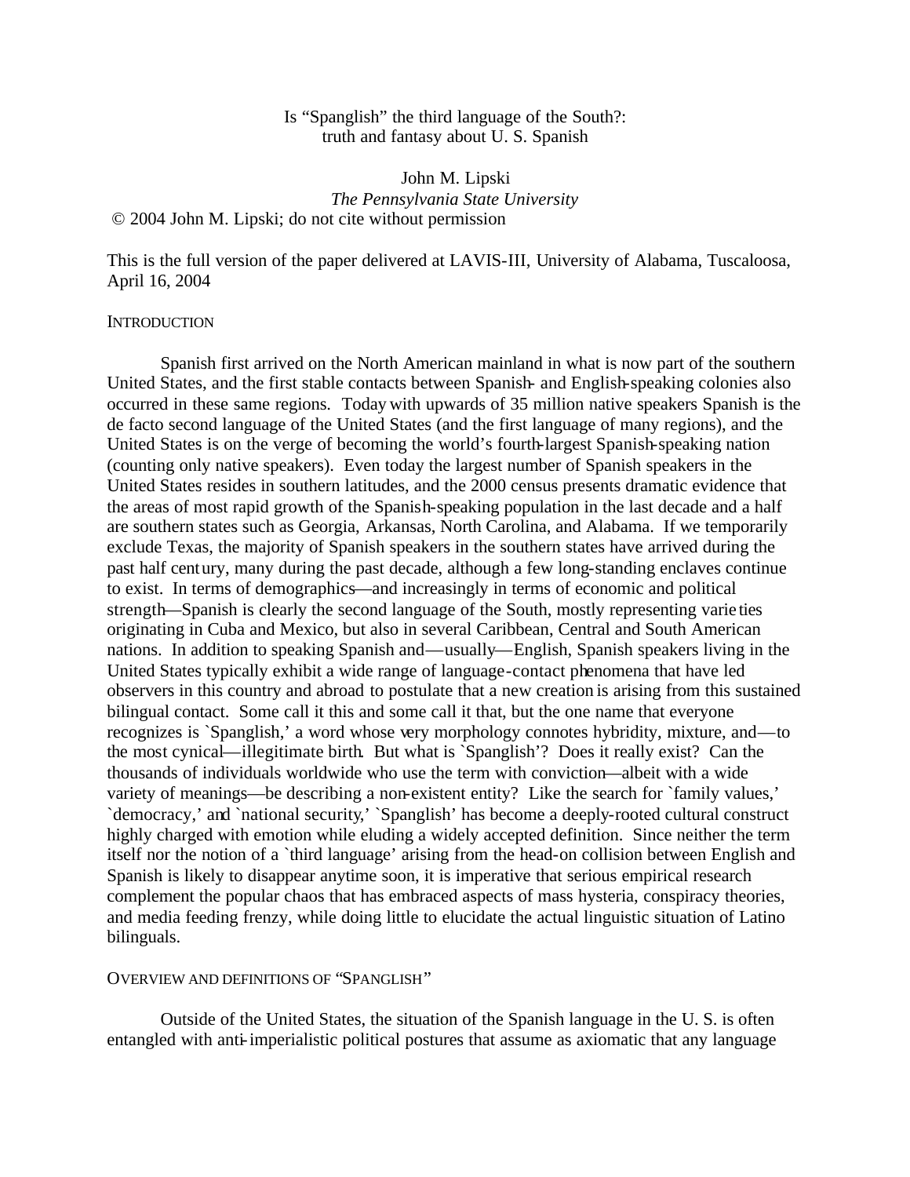# Is "Spanglish" the third language of the South?: truth and fantasy about U. S. Spanish

John M. Lipski
*The Pennsylvania State University*
© 2004 John M. Lipski; do not cite without permission

This is the full version of the paper delivered at LAVIS-III, University of Alabama, Tuscaloosa, April 16, 2004

## INTRODUCTION

Spanish first arrived on the North American mainland in what is now part of the southern United States, and the first stable contacts between Spanish- and English-speaking colonies also occurred in these same regions. Today with upwards of 35 million native speakers Spanish is the de facto second language of the United States (and the first language of many regions), and the United States is on the verge of becoming the world's fourth-largest Spanish-speaking nation (counting only native speakers). Even today the largest number of Spanish speakers in the United States resides in southern latitudes, and the 2000 census presents dramatic evidence that the areas of most rapid growth of the Spanish-speaking population in the last decade and a half are southern states such as Georgia, Arkansas, North Carolina, and Alabama. If we temporarily exclude Texas, the majority of Spanish speakers in the southern states have arrived during the past half century, many during the past decade, although a few long-standing enclaves continue to exist. In terms of demographics—and increasingly in terms of economic and political strength—Spanish is clearly the second language of the South, mostly representing varieties originating in Cuba and Mexico, but also in several Caribbean, Central and South American nations. In addition to speaking Spanish and—usually—English, Spanish speakers living in the United States typically exhibit a wide range of language-contact phenomena that have led observers in this country and abroad to postulate that a new creation is arising from this sustained bilingual contact. Some call it this and some call it that, but the one name that everyone recognizes is `Spanglish,' a word whose very morphology connotes hybridity, mixture, and—to the most cynical—illegitimate birth. But what is `Spanglish'? Does it really exist? Can the thousands of individuals worldwide who use the term with conviction—albeit with a wide variety of meanings—be describing a non-existent entity? Like the search for `family values,' `democracy,' and `national security,' `Spanglish' has become a deeply-rooted cultural construct highly charged with emotion while eluding a widely accepted definition. Since neither the term itself nor the notion of a `third language' arising from the head-on collision between English and Spanish is likely to disappear anytime soon, it is imperative that serious empirical research complement the popular chaos that has embraced aspects of mass hysteria, conspiracy theories, and media feeding frenzy, while doing little to elucidate the actual linguistic situation of Latino bilinguals.

## OVERVIEW AND DEFINITIONS OF "SPANGLISH"

Outside of the United States, the situation of the Spanish language in the U. S. is often entangled with anti-imperialistic political postures that assume as axiomatic that any language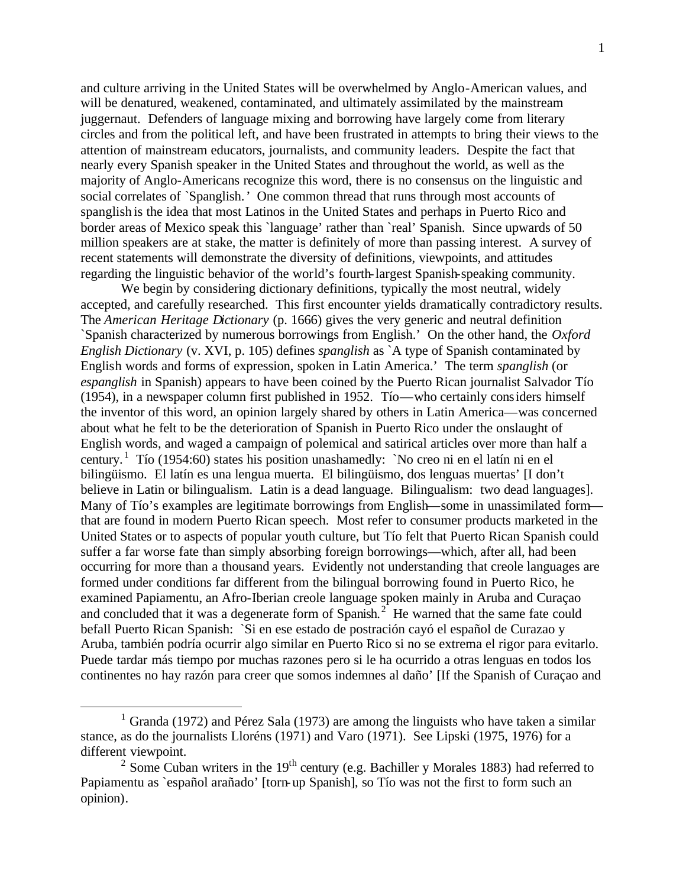and culture arriving in the United States will be overwhelmed by Anglo-American values, and will be denatured, weakened, contaminated, and ultimately assimilated by the mainstream juggernaut. Defenders of language mixing and borrowing have largely come from literary circles and from the political left, and have been frustrated in attempts to bring their views to the attention of mainstream educators, journalists, and community leaders. Despite the fact that nearly every Spanish speaker in the United States and throughout the world, as well as the majority of Anglo-Americans recognize this word, there is no consensus on the linguistic and social correlates of `Spanglish.' One common thread that runs through most accounts of spanglish is the idea that most Latinos in the United States and perhaps in Puerto Rico and border areas of Mexico speak this `language' rather than `real' Spanish. Since upwards of 50 million speakers are at stake, the matter is definitely of more than passing interest. A survey of recent statements will demonstrate the diversity of definitions, viewpoints, and attitudes regarding the linguistic behavior of the world's fourth-largest Spanish-speaking community.

We begin by considering dictionary definitions, typically the most neutral, widely accepted, and carefully researched. This first encounter yields dramatically contradictory results. The *American Heritage Dictionary* (p. 1666) gives the very generic and neutral definition `Spanish characterized by numerous borrowings from English.' On the other hand, the *Oxford English Dictionary* (v. XVI, p. 105) defines *spanglish* as `A type of Spanish contaminated by English words and forms of expression, spoken in Latin America.' The term *spanglish* (or *espanglish* in Spanish) appears to have been coined by the Puerto Rican journalist Salvador Tío (1954), in a newspaper column first published in 1952. Tío—who certainly considers himself the inventor of this word, an opinion largely shared by others in Latin America—was concerned about what he felt to be the deterioration of Spanish in Puerto Rico under the onslaught of English words, and waged a campaign of polemical and satirical articles over more than half a century.[1] Tío (1954:60) states his position unashamedly: `No creo ni en el latín ni en el bilingüismo. El latín es una lengua muerta. El bilingüismo, dos lenguas muertas' [I don't believe in Latin or bilingualism. Latin is a dead language. Bilingualism: two dead languages]. Many of Tío's examples are legitimate borrowings from English—some in unassimilated form—that are found in modern Puerto Rican speech. Most refer to consumer products marketed in the United States or to aspects of popular youth culture, but Tío felt that Puerto Rican Spanish could suffer a far worse fate than simply absorbing foreign borrowings—which, after all, had been occurring for more than a thousand years. Evidently not understanding that creole languages are formed under conditions far different from the bilingual borrowing found in Puerto Rico, he examined Papiamentu, an Afro-Iberian creole language spoken mainly in Aruba and Curaçao and concluded that it was a degenerate form of Spanish.[2] He warned that the same fate could befall Puerto Rican Spanish: `Si en ese estado de postración cayó el español de Curazao y Aruba, también podría ocurrir algo similar en Puerto Rico si no se extrema el rigor para evitarlo. Puede tardar más tiempo por muchas razones pero si le ha ocurrido a otras lenguas en todos los continentes no hay razón para creer que somos indemnes al daño' [If the Spanish of Curaçao and

[1] Granda (1972) and Pérez Sala (1973) are among the linguists who have taken a similar stance, as do the journalists Lloréns (1971) and Varo (1971). See Lipski (1975, 1976) for a different viewpoint.

[2] Some Cuban writers in the 19th century (e.g. Bachiller y Morales 1883) had referred to Papiamentu as `español arañado' [torn-up Spanish], so Tío was not the first to form such an opinion).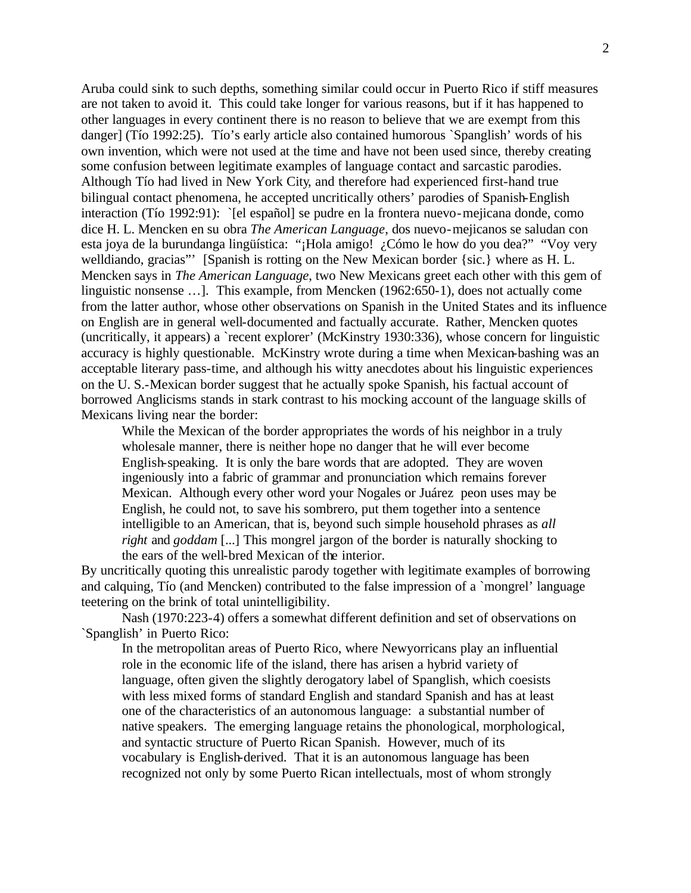Aruba could sink to such depths, something similar could occur in Puerto Rico if stiff measures are not taken to avoid it. This could take longer for various reasons, but if it has happened to other languages in every continent there is no reason to believe that we are exempt from this danger] (Tío 1992:25). Tío's early article also contained humorous `Spanglish' words of his own invention, which were not used at the time and have not been used since, thereby creating some confusion between legitimate examples of language contact and sarcastic parodies. Although Tío had lived in New York City, and therefore had experienced first-hand true bilingual contact phenomena, he accepted uncritically others' parodies of Spanish-English interaction (Tío 1992:91): `[el español] se pudre en la frontera nuevo-mejicana donde, como dice H. L. Mencken en su obra *The American Language*, dos nuevo-mejicanos se saludan con esta joya de la burundanga lingüística: "¡Hola amigo! ¿Cómo le how do you dea?" "Voy very welldiando, gracias"' [Spanish is rotting on the New Mexican border {sic.} where as H. L. Mencken says in *The American Language*, two New Mexicans greet each other with this gem of linguistic nonsense …]. This example, from Mencken (1962:650-1), does not actually come from the latter author, whose other observations on Spanish in the United States and its influence on English are in general well-documented and factually accurate. Rather, Mencken quotes (uncritically, it appears) a `recent explorer' (McKinstry 1930:336), whose concern for linguistic accuracy is highly questionable. McKinstry wrote during a time when Mexican-bashing was an acceptable literary pass-time, and although his witty anecdotes about his linguistic experiences on the U. S.-Mexican border suggest that he actually spoke Spanish, his factual account of borrowed Anglicisms stands in stark contrast to his mocking account of the language skills of Mexicans living near the border:

> While the Mexican of the border appropriates the words of his neighbor in a truly wholesale manner, there is neither hope no danger that he will ever become English-speaking. It is only the bare words that are adopted. They are woven ingeniously into a fabric of grammar and pronunciation which remains forever Mexican. Although every other word your Nogales or Juárez peon uses may be English, he could not, to save his sombrero, put them together into a sentence intelligible to an American, that is, beyond such simple household phrases as *all right* and *goddam* [...] This mongrel jargon of the border is naturally shocking to the ears of the well-bred Mexican of the interior.

By uncritically quoting this unrealistic parody together with legitimate examples of borrowing and calquing, Tío (and Mencken) contributed to the false impression of a `mongrel' language teetering on the brink of total unintelligibility.

Nash (1970:223-4) offers a somewhat different definition and set of observations on `Spanglish' in Puerto Rico:

> In the metropolitan areas of Puerto Rico, where Newyorricans play an influential role in the economic life of the island, there has arisen a hybrid variety of language, often given the slightly derogatory label of Spanglish, which coesists with less mixed forms of standard English and standard Spanish and has at least one of the characteristics of an autonomous language: a substantial number of native speakers. The emerging language retains the phonological, morphological, and syntactic structure of Puerto Rican Spanish. However, much of its vocabulary is English-derived. That it is an autonomous language has been recognized not only by some Puerto Rican intellectuals, most of whom strongly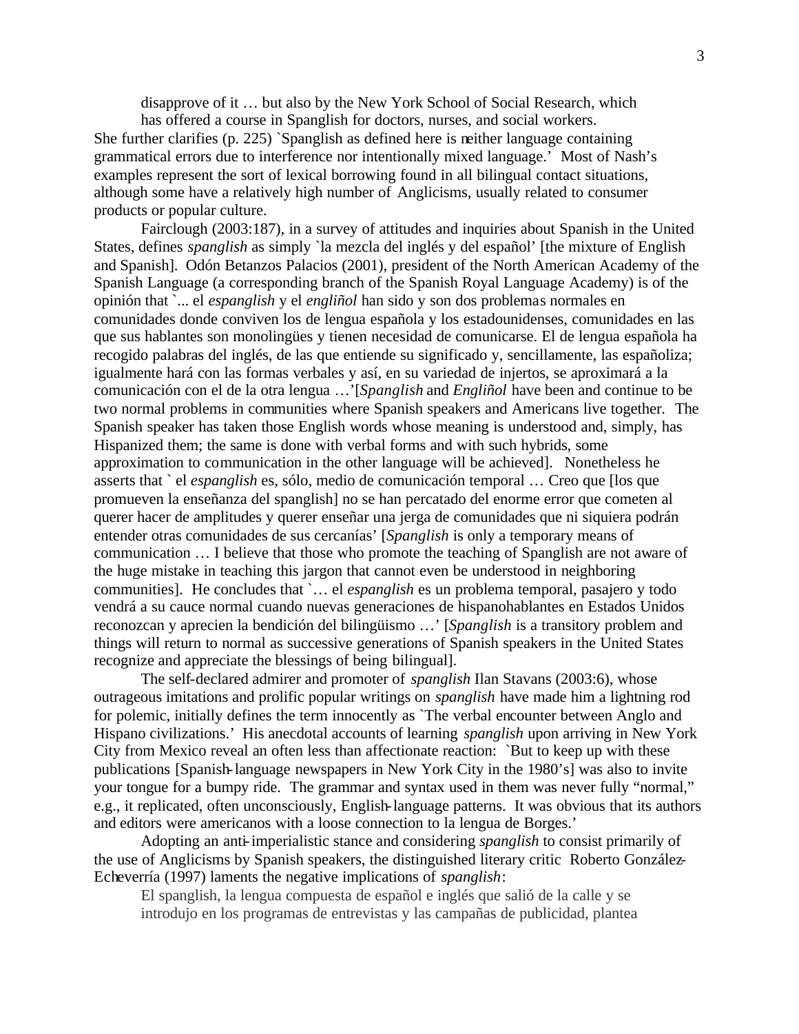> disapprove of it … but also by the New York School of Social Research, which has offered a course in Spanglish for doctors, nurses, and social workers.

She further clarifies (p. 225) `Spanglish as defined here is neither language containing grammatical errors due to interference nor intentionally mixed language.' Most of Nash's examples represent the sort of lexical borrowing found in all bilingual contact situations, although some have a relatively high number of Anglicisms, usually related to consumer products or popular culture.

Fairclough (2003:187), in a survey of attitudes and inquiries about Spanish in the United States, defines *spanglish* as simply `la mezcla del inglés y del español' [the mixture of English and Spanish]. Odón Betanzos Palacios (2001), president of the North American Academy of the Spanish Language (a corresponding branch of the Spanish Royal Language Academy) is of the opinión that `... el *espanglish* y el *engliñol* han sido y son dos problemas normales en comunidades donde conviven los de lengua española y los estadounidenses, comunidades en las que sus hablantes son monolingües y tienen necesidad de comunicarse. El de lengua española ha recogido palabras del inglés, de las que entiende su significado y, sencillamente, las españoliza; igualmente hará con las formas verbales y así, en su variedad de injertos, se aproximará a la comunicación con el de la otra lengua …'[*Spanglish* and *Engliñol* have been and continue to be two normal problems in communities where Spanish speakers and Americans live together. The Spanish speaker has taken those English words whose meaning is understood and, simply, has Hispanized them; the same is done with verbal forms and with such hybrids, some approximation to communication in the other language will be achieved]. Nonetheless he asserts that ` el *espanglish* es, sólo, medio de comunicación temporal … Creo que [los que promueven la enseñanza del spanglish] no se han percatado del enorme error que cometen al querer hacer de amplitudes y querer enseñar una jerga de comunidades que ni siquiera podrán entender otras comunidades de sus cercanías' [*Spanglish* is only a temporary means of communication … I believe that those who promote the teaching of Spanglish are not aware of the huge mistake in teaching this jargon that cannot even be understood in neighboring communities]. He concludes that `… el *espanglish* es un problema temporal, pasajero y todo vendrá a su cauce normal cuando nuevas generaciones de hispanohablantes en Estados Unidos reconozcan y aprecien la bendición del bilingüismo …' [*Spanglish* is a transitory problem and things will return to normal as successive generations of Spanish speakers in the United States recognize and appreciate the blessings of being bilingual].

The self-declared admirer and promoter of *spanglish* Ilan Stavans (2003:6), whose outrageous imitations and prolific popular writings on *spanglish* have made him a lightning rod for polemic, initially defines the term innocently as `The verbal encounter between Anglo and Hispano civilizations.' His anecdotal accounts of learning *spanglish* upon arriving in New York City from Mexico reveal an often less than affectionate reaction: `But to keep up with these publications [Spanish-language newspapers in New York City in the 1980's] was also to invite your tongue for a bumpy ride. The grammar and syntax used in them was never fully "normal," e.g., it replicated, often unconsciously, English-language patterns. It was obvious that its authors and editors were americanos with a loose connection to la lengua de Borges.'

Adopting an anti-imperialistic stance and considering *spanglish* to consist primarily of the use of Anglicisms by Spanish speakers, the distinguished literary critic Roberto González-Echeverría (1997) laments the negative implications of *spanglish*:

> El spanglish, la lengua compuesta de español e inglés que salió de la calle y se introdujo en los programas de entrevistas y las campañas de publicidad, plantea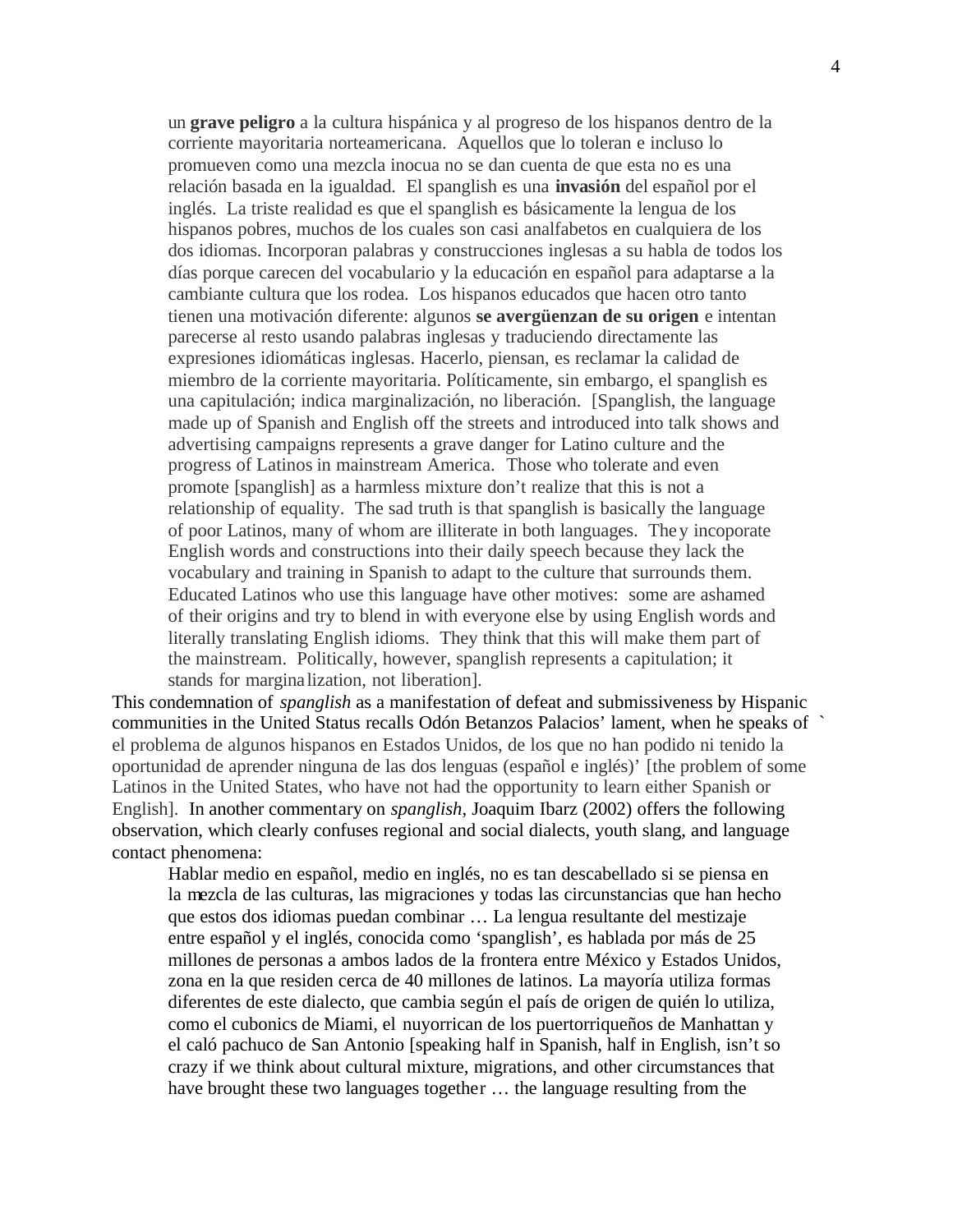un **grave peligro** a la cultura hispánica y al progreso de los hispanos dentro de la corriente mayoritaria norteamericana. Aquellos que lo toleran e incluso lo promueven como una mezcla inocua no se dan cuenta de que esta no es una relación basada en la igualdad. El spanglish es una **invasión** del español por el inglés. La triste realidad es que el spanglish es básicamente la lengua de los hispanos pobres, muchos de los cuales son casi analfabetos en cualquiera de los dos idiomas. Incorporan palabras y construcciones inglesas a su habla de todos los días porque carecen del vocabulario y la educación en español para adaptarse a la cambiante cultura que los rodea. Los hispanos educados que hacen otro tanto tienen una motivación diferente: algunos **se avergüenzan de su origen** e intentan parecerse al resto usando palabras inglesas y traduciendo directamente las expresiones idiomáticas inglesas. Hacerlo, piensan, es reclamar la calidad de miembro de la corriente mayoritaria. Políticamente, sin embargo, el spanglish es una capitulación; indica marginalización, no liberación. [Spanglish, the language made up of Spanish and English off the streets and introduced into talk shows and advertising campaigns represents a grave danger for Latino culture and the progress of Latinos in mainstream America. Those who tolerate and even promote [spanglish] as a harmless mixture don't realize that this is not a relationship of equality. The sad truth is that spanglish is basically the language of poor Latinos, many of whom are illiterate in both languages. They incoporate English words and constructions into their daily speech because they lack the vocabulary and training in Spanish to adapt to the culture that surrounds them. Educated Latinos who use this language have other motives: some are ashamed of their origins and try to blend in with everyone else by using English words and literally translating English idioms. They think that this will make them part of the mainstream. Politically, however, spanglish represents a capitulation; it stands for marginalization, not liberation].

This condemnation of *spanglish* as a manifestation of defeat and submissiveness by Hispanic communities in the United Status recalls Odón Betanzos Palacios' lament, when he speaks of ` el problema de algunos hispanos en Estados Unidos, de los que no han podido ni tenido la oportunidad de aprender ninguna de las dos lenguas (español e inglés)' [the problem of some Latinos in the United States, who have not had the opportunity to learn either Spanish or English]. In another commentary on *spanglish*, Joaquim Ibarz (2002) offers the following observation, which clearly confuses regional and social dialects, youth slang, and language contact phenomena:

> Hablar medio en español, medio en inglés, no es tan descabellado si se piensa en la mezcla de las culturas, las migraciones y todas las circunstancias que han hecho que estos dos idiomas puedan combinar … La lengua resultante del mestizaje entre español y el inglés, conocida como 'spanglish', es hablada por más de 25 millones de personas a ambos lados de la frontera entre México y Estados Unidos, zona en la que residen cerca de 40 millones de latinos. La mayoría utiliza formas diferentes de este dialecto, que cambia según el país de origen de quién lo utiliza, como el cubonics de Miami, el nuyorrican de los puertorriqueños de Manhattan y el caló pachuco de San Antonio [speaking half in Spanish, half in English, isn't so crazy if we think about cultural mixture, migrations, and other circumstances that have brought these two languages together … the language resulting from the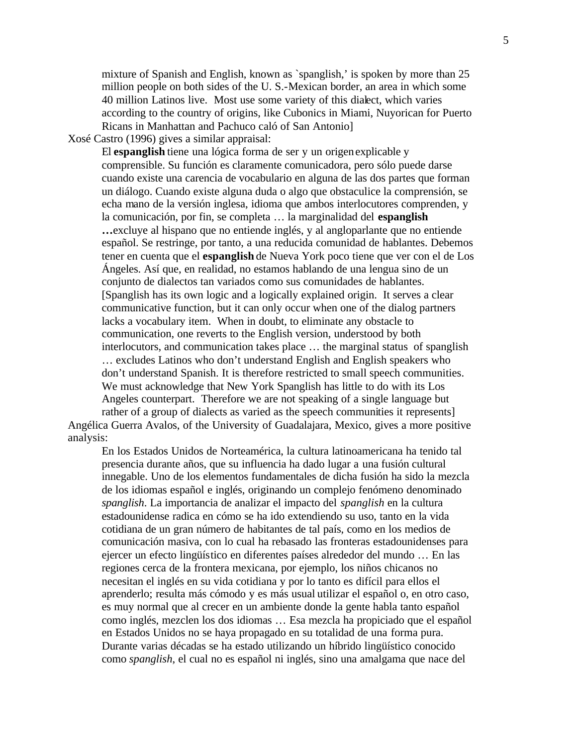mixture of Spanish and English, known as `spanglish,' is spoken by more than 25 million people on both sides of the U. S.-Mexican border, an area in which some 40 million Latinos live. Most use some variety of this dialect, which varies according to the country of origins, like Cubonics in Miami, Nuyorican for Puerto Ricans in Manhattan and Pachuco caló of San Antonio]

Xosé Castro (1996) gives a similar appraisal:

> El **espanglish** tiene una lógica forma de ser y un origen explicable y comprensible. Su función es claramente comunicadora, pero sólo puede darse cuando existe una carencia de vocabulario en alguna de las dos partes que forman un diálogo. Cuando existe alguna duda o algo que obstaculice la comprensión, se echa mano de la versión inglesa, idioma que ambos interlocutores comprenden, y la comunicación, por fin, se completa … la marginalidad del **espanglish …**excluye al hispano que no entiende inglés, y al angloparlante que no entiende español. Se restringe, por tanto, a una reducida comunidad de hablantes. Debemos tener en cuenta que el **espanglish** de Nueva York poco tiene que ver con el de Los Ángeles. Así que, en realidad, no estamos hablando de una lengua sino de un conjunto de dialectos tan variados como sus comunidades de hablantes. [Spanglish has its own logic and a logically explained origin. It serves a clear communicative function, but it can only occur when one of the dialog partners lacks a vocabulary item. When in doubt, to eliminate any obstacle to communication, one reverts to the English version, understood by both interlocutors, and communication takes place … the marginal status of spanglish … excludes Latinos who don't understand English and English speakers who don't understand Spanish. It is therefore restricted to small speech communities. We must acknowledge that New York Spanglish has little to do with its Los Angeles counterpart. Therefore we are not speaking of a single language but rather of a group of dialects as varied as the speech communities it represents]

Angélica Guerra Avalos, of the University of Guadalajara, Mexico, gives a more positive analysis:

> En los Estados Unidos de Norteamérica, la cultura latinoamericana ha tenido tal presencia durante años, que su influencia ha dado lugar a una fusión cultural innegable. Uno de los elementos fundamentales de dicha fusión ha sido la mezcla de los idiomas español e inglés, originando un complejo fenómeno denominado *spanglish*. La importancia de analizar el impacto del *spanglish* en la cultura estadounidense radica en cómo se ha ido extendiendo su uso, tanto en la vida cotidiana de un gran número de habitantes de tal país, como en los medios de comunicación masiva, con lo cual ha rebasado las fronteras estadounidenses para ejercer un efecto lingüístico en diferentes países alrededor del mundo … En las regiones cerca de la frontera mexicana, por ejemplo, los niños chicanos no necesitan el inglés en su vida cotidiana y por lo tanto es difícil para ellos el aprenderlo; resulta más cómodo y es más usual utilizar el español o, en otro caso, es muy normal que al crecer en un ambiente donde la gente habla tanto español como inglés, mezclen los dos idiomas … Esa mezcla ha propiciado que el español en Estados Unidos no se haya propagado en su totalidad de una forma pura. Durante varias décadas se ha estado utilizando un híbrido lingüístico conocido como *spanglish*, el cual no es español ni inglés, sino una amalgama que nace del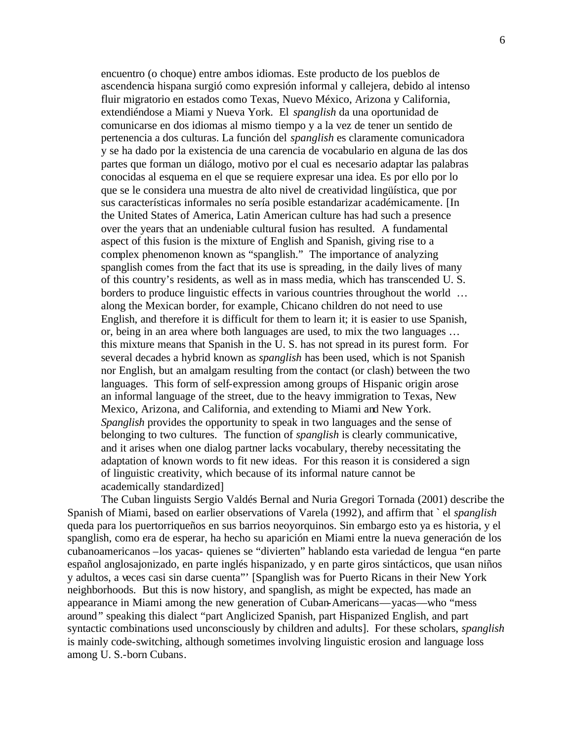> encuentro (o choque) entre ambos idiomas. Este producto de los pueblos de ascendencia hispana surgió como expresión informal y callejera, debido al intenso fluir migratorio en estados como Texas, Nuevo México, Arizona y California, extendiéndose a Miami y Nueva York. El *spanglish* da una oportunidad de comunicarse en dos idiomas al mismo tiempo y a la vez de tener un sentido de pertenencia a dos culturas. La función del *spanglish* es claramente comunicadora y se ha dado por la existencia de una carencia de vocabulario en alguna de las dos partes que forman un diálogo, motivo por el cual es necesario adaptar las palabras conocidas al esquema en el que se requiere expresar una idea. Es por ello por lo que se le considera una muestra de alto nivel de creatividad lingüística, que por sus características informales no sería posible estandarizar académicamente. [In the United States of America, Latin American culture has had such a presence over the years that an undeniable cultural fusion has resulted. A fundamental aspect of this fusion is the mixture of English and Spanish, giving rise to a complex phenomenon known as "spanglish." The importance of analyzing spanglish comes from the fact that its use is spreading, in the daily lives of many of this country's residents, as well as in mass media, which has transcended U. S. borders to produce linguistic effects in various countries throughout the world … along the Mexican border, for example, Chicano children do not need to use English, and therefore it is difficult for them to learn it; it is easier to use Spanish, or, being in an area where both languages are used, to mix the two languages … this mixture means that Spanish in the U. S. has not spread in its purest form. For several decades a hybrid known as *spanglish* has been used, which is not Spanish nor English, but an amalgam resulting from the contact (or clash) between the two languages. This form of self-expression among groups of Hispanic origin arose an informal language of the street, due to the heavy immigration to Texas, New Mexico, Arizona, and California, and extending to Miami and New York. *Spanglish* provides the opportunity to speak in two languages and the sense of belonging to two cultures. The function of *spanglish* is clearly communicative, and it arises when one dialog partner lacks vocabulary, thereby necessitating the adaptation of known words to fit new ideas. For this reason it is considered a sign of linguistic creativity, which because of its informal nature cannot be academically standardized]

The Cuban linguists Sergio Valdés Bernal and Nuria Gregori Tornada (2001) describe the Spanish of Miami, based on earlier observations of Varela (1992), and affirm that ` el *spanglish* queda para los puertorriqueños en sus barrios neoyorquinos. Sin embargo esto ya es historia, y el spanglish, como era de esperar, ha hecho su aparición en Miami entre la nueva generación de los cubanoamericanos –los yacas- quienes se "divierten" hablando esta variedad de lengua "en parte español anglosajonizado, en parte inglés hispanizado, y en parte giros sintácticos, que usan niños y adultos, a veces casi sin darse cuenta"' [Spanglish was for Puerto Ricans in their New York neighborhoods. But this is now history, and spanglish, as might be expected, has made an appearance in Miami among the new generation of Cuban-Americans—yacas—who "mess around" speaking this dialect "part Anglicized Spanish, part Hispanized English, and part syntactic combinations used unconsciously by children and adults]. For these scholars, *spanglish* is mainly code-switching, although sometimes involving linguistic erosion and language loss among U. S.-born Cubans.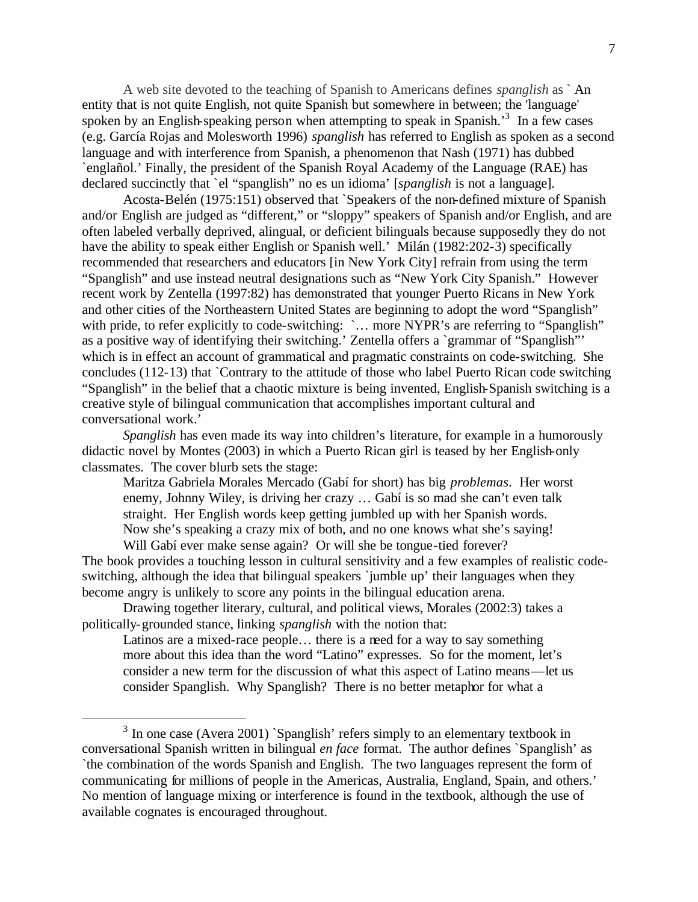A web site devoted to the teaching of Spanish to Americans defines *spanglish* as `An entity that is not quite English, not quite Spanish but somewhere in between; the 'language' spoken by an English-speaking person when attempting to speak in Spanish.'[3] In a few cases (e.g. García Rojas and Molesworth 1996) *spanglish* has referred to English as spoken as a second language and with interference from Spanish, a phenomenon that Nash (1971) has dubbed `englañol.' Finally, the president of the Spanish Royal Academy of the Language (RAE) has declared succinctly that `el "spanglish" no es un idioma' [*spanglish* is not a language].

Acosta-Belén (1975:151) observed that `Speakers of the non-defined mixture of Spanish and/or English are judged as "different," or "sloppy" speakers of Spanish and/or English, and are often labeled verbally deprived, alingual, or deficient bilinguals because supposedly they do not have the ability to speak either English or Spanish well.' Milán (1982:202-3) specifically recommended that researchers and educators [in New York City] refrain from using the term "Spanglish" and use instead neutral designations such as "New York City Spanish." However recent work by Zentella (1997:82) has demonstrated that younger Puerto Ricans in New York and other cities of the Northeastern United States are beginning to adopt the word "Spanglish" with pride, to refer explicitly to code-switching: `… more NYPR's are referring to "Spanglish" as a positive way of identifying their switching.' Zentella offers a `grammar of "Spanglish"' which is in effect an account of grammatical and pragmatic constraints on code-switching. She concludes (112-13) that `Contrary to the attitude of those who label Puerto Rican code switching "Spanglish" in the belief that a chaotic mixture is being invented, English-Spanish switching is a creative style of bilingual communication that accomplishes important cultural and conversational work.'

*Spanglish* has even made its way into children's literature, for example in a humorously didactic novel by Montes (2003) in which a Puerto Rican girl is teased by her English-only classmates. The cover blurb sets the stage:

> Maritza Gabriela Morales Mercado (Gabí for short) has big *problemas*. Her worst enemy, Johnny Wiley, is driving her crazy … Gabí is so mad she can't even talk straight. Her English words keep getting jumbled up with her Spanish words. Now she's speaking a crazy mix of both, and no one knows what she's saying! Will Gabí ever make sense again? Or will she be tongue-tied forever?

The book provides a touching lesson in cultural sensitivity and a few examples of realistic code-switching, although the idea that bilingual speakers `jumble up' their languages when they become angry is unlikely to score any points in the bilingual education arena.

Drawing together literary, cultural, and political views, Morales (2002:3) takes a politically-grounded stance, linking *spanglish* with the notion that:

> Latinos are a mixed-race people… there is a need for a way to say something more about this idea than the word "Latino" expresses. So for the moment, let's consider a new term for the discussion of what this aspect of Latino means—let us consider Spanglish. Why Spanglish? There is no better metaphor for what a

[3] In one case (Avera 2001) `Spanglish' refers simply to an elementary textbook in conversational Spanish written in bilingual *en face* format. The author defines `Spanglish' as `the combination of the words Spanish and English. The two languages represent the form of communicating for millions of people in the Americas, Australia, England, Spain, and others.' No mention of language mixing or interference is found in the textbook, although the use of available cognates is encouraged throughout.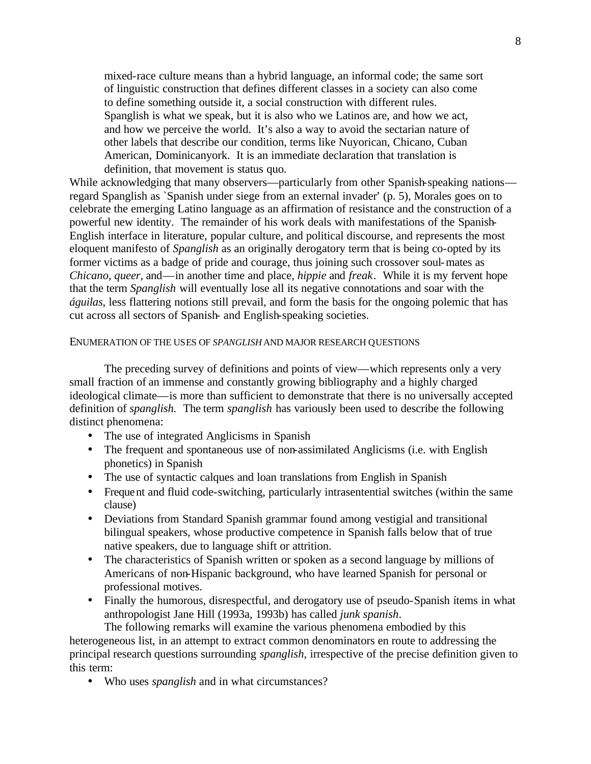> mixed-race culture means than a hybrid language, an informal code; the same sort of linguistic construction that defines different classes in a society can also come to define something outside it, a social construction with different rules. Spanglish is what we speak, but it is also who we Latinos are, and how we act, and how we perceive the world. It's also a way to avoid the sectarian nature of other labels that describe our condition, terms like Nuyorican, Chicano, Cuban American, Dominicanyork. It is an immediate declaration that translation is definition, that movement is status quo.

While acknowledging that many observers—particularly from other Spanish-speaking nations—regard Spanglish as `Spanish under siege from an external invader' (p. 5), Morales goes on to celebrate the emerging Latino language as an affirmation of resistance and the construction of a powerful new identity. The remainder of his work deals with manifestations of the Spanish-English interface in literature, popular culture, and political discourse, and represents the most eloquent manifesto of *Spanglish* as an originally derogatory term that is being co-opted by its former victims as a badge of pride and courage, thus joining such crossover soul-mates as *Chicano*, *queer*, and—in another time and place, *hippie* and *freak*. While it is my fervent hope that the term *Spanglish* will eventually lose all its negative connotations and soar with the *águilas*, less flattering notions still prevail, and form the basis for the ongoing polemic that has cut across all sectors of Spanish- and English-speaking societies.

## ENUMERATION OF THE USES OF *SPANGLISH* AND MAJOR RESEARCH QUESTIONS

The preceding survey of definitions and points of view—which represents only a very small fraction of an immense and constantly growing bibliography and a highly charged ideological climate—is more than sufficient to demonstrate that there is no universally accepted definition of *spanglish.* The term *spanglish* has variously been used to describe the following distinct phenomena:

- The use of integrated Anglicisms in Spanish
- The frequent and spontaneous use of non-assimilated Anglicisms (i.e. with English phonetics) in Spanish
- The use of syntactic calques and loan translations from English in Spanish
- Frequent and fluid code-switching, particularly intrasentential switches (within the same clause)
- Deviations from Standard Spanish grammar found among vestigial and transitional bilingual speakers, whose productive competence in Spanish falls below that of true native speakers, due to language shift or attrition.
- The characteristics of Spanish written or spoken as a second language by millions of Americans of non-Hispanic background, who have learned Spanish for personal or professional motives.
- Finally the humorous, disrespectful, and derogatory use of pseudo-Spanish ítems in what anthropologist Jane Hill (1993a, 1993b) has called *junk spanish*.

The following remarks will examine the various phenomena embodied by this heterogeneous list, in an attempt to extract common denominators en route to addressing the principal research questions surrounding *spanglish*, irrespective of the precise definition given to this term:

- Who uses *spanglish* and in what circumstances?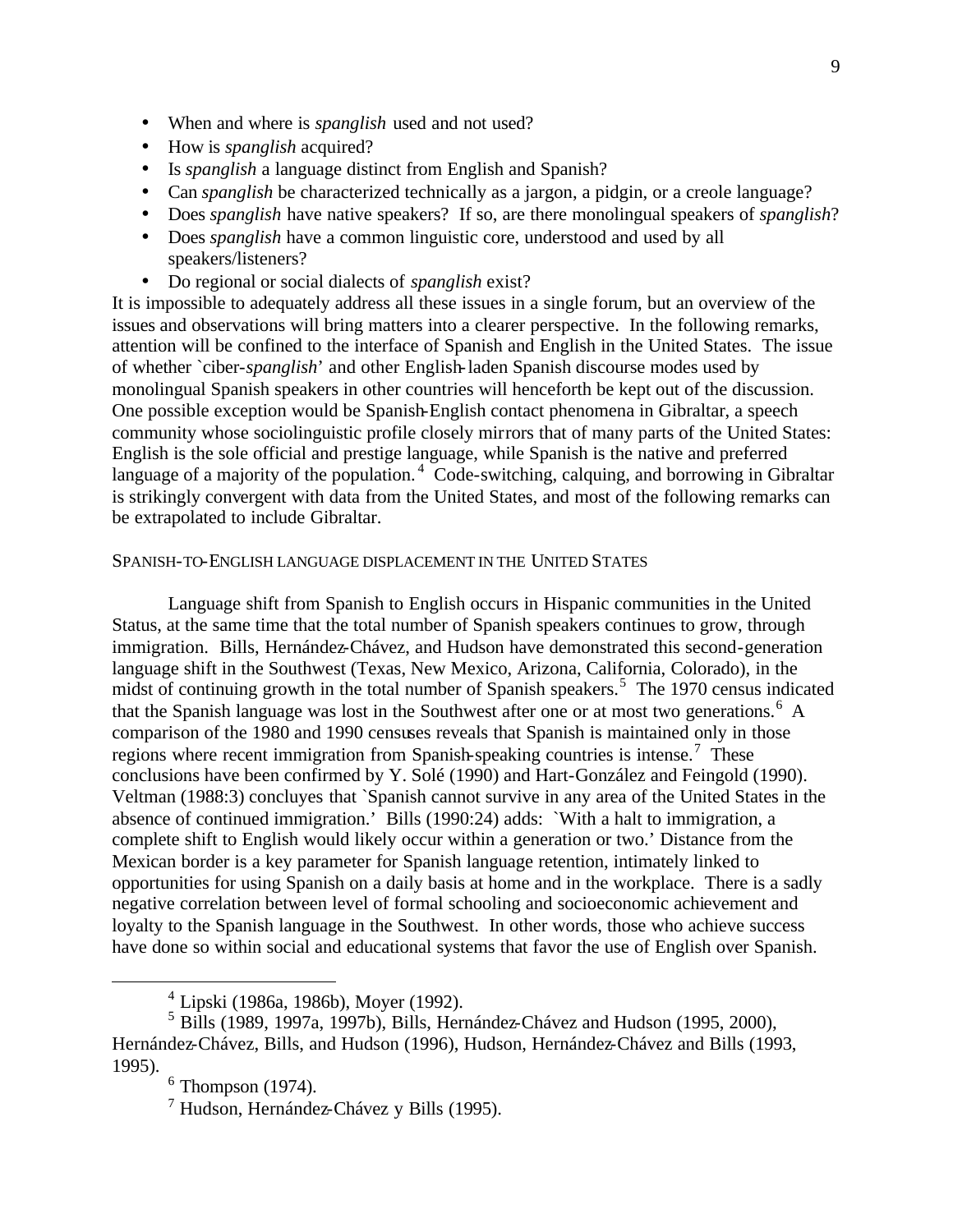- When and where is *spanglish* used and not used?
- How is *spanglish* acquired?
- Is *spanglish* a language distinct from English and Spanish?
- Can *spanglish* be characterized technically as a jargon, a pidgin, or a creole language?
- Does *spanglish* have native speakers? If so, are there monolingual speakers of *spanglish*?
- Does *spanglish* have a common linguistic core, understood and used by all speakers/listeners?
- Do regional or social dialects of *spanglish* exist?

It is impossible to adequately address all these issues in a single forum, but an overview of the issues and observations will bring matters into a clearer perspective. In the following remarks, attention will be confined to the interface of Spanish and English in the United States. The issue of whether `ciber-*spanglish*' and other English-laden Spanish discourse modes used by monolingual Spanish speakers in other countries will henceforth be kept out of the discussion. One possible exception would be Spanish-English contact phenomena in Gibraltar, a speech community whose sociolinguistic profile closely mirrors that of many parts of the United States: English is the sole official and prestige language, while Spanish is the native and preferred language of a majority of the population.[4] Code-switching, calquing, and borrowing in Gibraltar is strikingly convergent with data from the United States, and most of the following remarks can be extrapolated to include Gibraltar.

## SPANISH-TO-ENGLISH LANGUAGE DISPLACEMENT IN THE UNITED STATES

Language shift from Spanish to English occurs in Hispanic communities in the United Status, at the same time that the total number of Spanish speakers continues to grow, through immigration. Bills, Hernández-Chávez, and Hudson have demonstrated this second-generation language shift in the Southwest (Texas, New Mexico, Arizona, California, Colorado), in the midst of continuing growth in the total number of Spanish speakers.[5] The 1970 census indicated that the Spanish language was lost in the Southwest after one or at most two generations.[6] A comparison of the 1980 and 1990 censuses reveals that Spanish is maintained only in those regions where recent immigration from Spanish-speaking countries is intense.[7] These conclusions have been confirmed by Y. Solé (1990) and Hart-González and Feingold (1990). Veltman (1988:3) concluyes that `Spanish cannot survive in any area of the United States in the absence of continued immigration.' Bills (1990:24) adds: `With a halt to immigration, a complete shift to English would likely occur within a generation or two.' Distance from the Mexican border is a key parameter for Spanish language retention, intimately linked to opportunities for using Spanish on a daily basis at home and in the workplace. There is a sadly negative correlation between level of formal schooling and socioeconomic achievement and loyalty to the Spanish language in the Southwest. In other words, those who achieve success have done so within social and educational systems that favor the use of English over Spanish.

---

[4] Lipski (1986a, 1986b), Moyer (1992).

[5] Bills (1989, 1997a, 1997b), Bills, Hernández-Chávez and Hudson (1995, 2000), Hernández-Chávez, Bills, and Hudson (1996), Hudson, Hernández-Chávez and Bills (1993, 1995).

[6] Thompson (1974).

[7] Hudson, Hernández-Chávez y Bills (1995).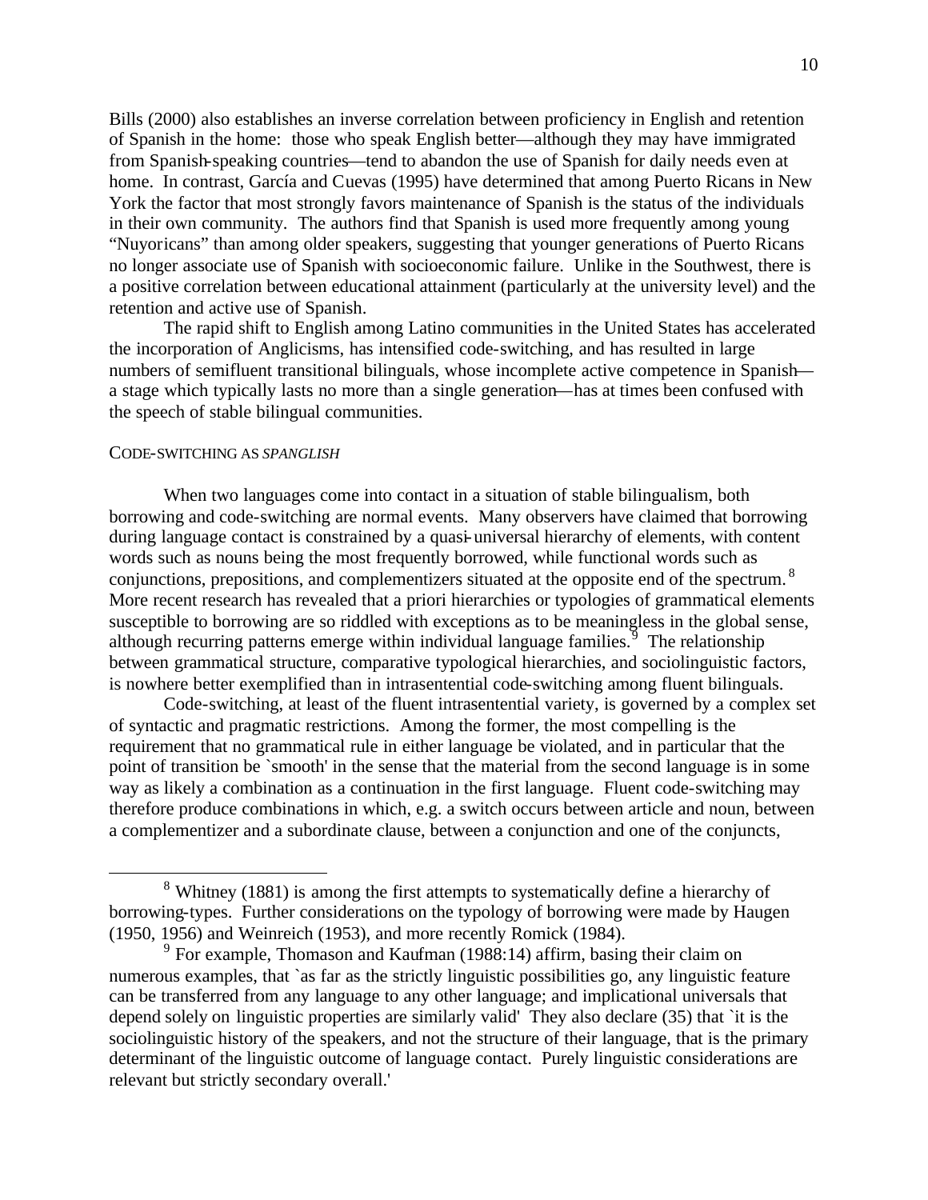Bills (2000) also establishes an inverse correlation between proficiency in English and retention of Spanish in the home: those who speak English better—although they may have immigrated from Spanish-speaking countries—tend to abandon the use of Spanish for daily needs even at home. In contrast, García and Cuevas (1995) have determined that among Puerto Ricans in New York the factor that most strongly favors maintenance of Spanish is the status of the individuals in their own community. The authors find that Spanish is used more frequently among young "Nuyoricans" than among older speakers, suggesting that younger generations of Puerto Ricans no longer associate use of Spanish with socioeconomic failure. Unlike in the Southwest, there is a positive correlation between educational attainment (particularly at the university level) and the retention and active use of Spanish.

The rapid shift to English among Latino communities in the United States has accelerated the incorporation of Anglicisms, has intensified code-switching, and has resulted in large numbers of semifluent transitional bilinguals, whose incomplete active competence in Spanish—a stage which typically lasts no more than a single generation—has at times been confused with the speech of stable bilingual communities.

## CODE-SWITCHING AS *SPANGLISH*

When two languages come into contact in a situation of stable bilingualism, both borrowing and code-switching are normal events. Many observers have claimed that borrowing during language contact is constrained by a quasi-universal hierarchy of elements, with content words such as nouns being the most frequently borrowed, while functional words such as conjunctions, prepositions, and complementizers situated at the opposite end of the spectrum.[8] More recent research has revealed that a priori hierarchies or typologies of grammatical elements susceptible to borrowing are so riddled with exceptions as to be meaningless in the global sense, although recurring patterns emerge within individual language families.[9] The relationship between grammatical structure, comparative typological hierarchies, and sociolinguistic factors, is nowhere better exemplified than in intrasentential code-switching among fluent bilinguals.

Code-switching, at least of the fluent intrasentential variety, is governed by a complex set of syntactic and pragmatic restrictions. Among the former, the most compelling is the requirement that no grammatical rule in either language be violated, and in particular that the point of transition be `smooth' in the sense that the material from the second language is in some way as likely a combination as a continuation in the first language. Fluent code-switching may therefore produce combinations in which, e.g. a switch occurs between article and noun, between a complementizer and a subordinate clause, between a conjunction and one of the conjuncts,

---

[8] Whitney (1881) is among the first attempts to systematically define a hierarchy of borrowing-types. Further considerations on the typology of borrowing were made by Haugen (1950, 1956) and Weinreich (1953), and more recently Romick (1984).

[9] For example, Thomason and Kaufman (1988:14) affirm, basing their claim on numerous examples, that `as far as the strictly linguistic possibilities go, any linguistic feature can be transferred from any language to any other language; and implicational universals that depend solely on linguistic properties are similarly valid' They also declare (35) that `it is the sociolinguistic history of the speakers, and not the structure of their language, that is the primary determinant of the linguistic outcome of language contact. Purely linguistic considerations are relevant but strictly secondary overall.'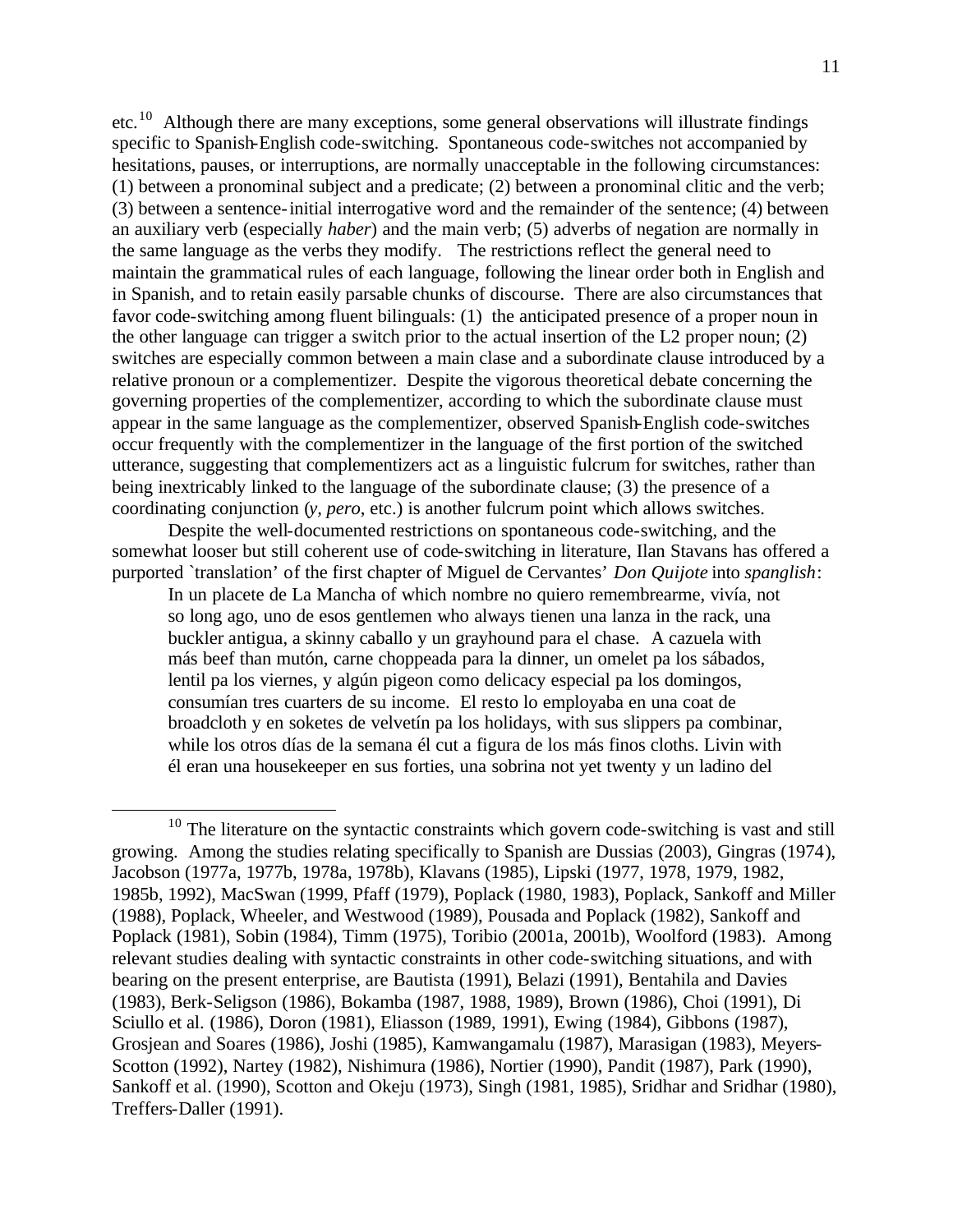etc.[10] Although there are many exceptions, some general observations will illustrate findings specific to Spanish-English code-switching. Spontaneous code-switches not accompanied by hesitations, pauses, or interruptions, are normally unacceptable in the following circumstances: (1) between a pronominal subject and a predicate; (2) between a pronominal clitic and the verb; (3) between a sentence-initial interrogative word and the remainder of the sentence; (4) between an auxiliary verb (especially *haber*) and the main verb; (5) adverbs of negation are normally in the same language as the verbs they modify. The restrictions reflect the general need to maintain the grammatical rules of each language, following the linear order both in English and in Spanish, and to retain easily parsable chunks of discourse. There are also circumstances that favor code-switching among fluent bilinguals: (1) the anticipated presence of a proper noun in the other language can trigger a switch prior to the actual insertion of the L2 proper noun; (2) switches are especially common between a main clase and a subordinate clause introduced by a relative pronoun or a complementizer. Despite the vigorous theoretical debate concerning the governing properties of the complementizer, according to which the subordinate clause must appear in the same language as the complementizer, observed Spanish-English code-switches occur frequently with the complementizer in the language of the first portion of the switched utterance, suggesting that complementizers act as a linguistic fulcrum for switches, rather than being inextricably linked to the language of the subordinate clause; (3) the presence of a coordinating conjunction (*y, pero*, etc.) is another fulcrum point which allows switches.

Despite the well-documented restrictions on spontaneous code-switching, and the somewhat looser but still coherent use of code-switching in literature, Ilan Stavans has offered a purported `translation' of the first chapter of Miguel de Cervantes' *Don Quijote* into *spanglish*:

> In un placete de La Mancha of which nombre no quiero remembrearme, vivía, not so long ago, uno de esos gentlemen who always tienen una lanza in the rack, una buckler antigua, a skinny caballo y un grayhound para el chase. A cazuela with más beef than mutón, carne choppeada para la dinner, un omelet pa los sábados, lentil pa los viernes, y algún pigeon como delicacy especial pa los domingos, consumían tres cuarters de su income. El resto lo employaba en una coat de broadcloth y en soketes de velvetín pa los holidays, with sus slippers pa combinar, while los otros días de la semana él cut a figura de los más finos cloths. Livin with él eran una housekeeper en sus forties, una sobrina not yet twenty y un ladino del

[10] The literature on the syntactic constraints which govern code-switching is vast and still growing. Among the studies relating specifically to Spanish are Dussias (2003), Gingras (1974), Jacobson (1977a, 1977b, 1978a, 1978b), Klavans (1985), Lipski (1977, 1978, 1979, 1982, 1985b, 1992), MacSwan (1999, Pfaff (1979), Poplack (1980, 1983), Poplack, Sankoff and Miller (1988), Poplack, Wheeler, and Westwood (1989), Pousada and Poplack (1982), Sankoff and Poplack (1981), Sobin (1984), Timm (1975), Toribio (2001a, 2001b), Woolford (1983). Among relevant studies dealing with syntactic constraints in other code-switching situations, and with bearing on the present enterprise, are Bautista (1991), Belazi (1991), Bentahila and Davies (1983), Berk-Seligson (1986), Bokamba (1987, 1988, 1989), Brown (1986), Choi (1991), Di Sciullo et al. (1986), Doron (1981), Eliasson (1989, 1991), Ewing (1984), Gibbons (1987), Grosjean and Soares (1986), Joshi (1985), Kamwangamalu (1987), Marasigan (1983), Meyers-Scotton (1992), Nartey (1982), Nishimura (1986), Nortier (1990), Pandit (1987), Park (1990), Sankoff et al. (1990), Scotton and Okeju (1973), Singh (1981, 1985), Sridhar and Sridhar (1980), Treffers-Daller (1991).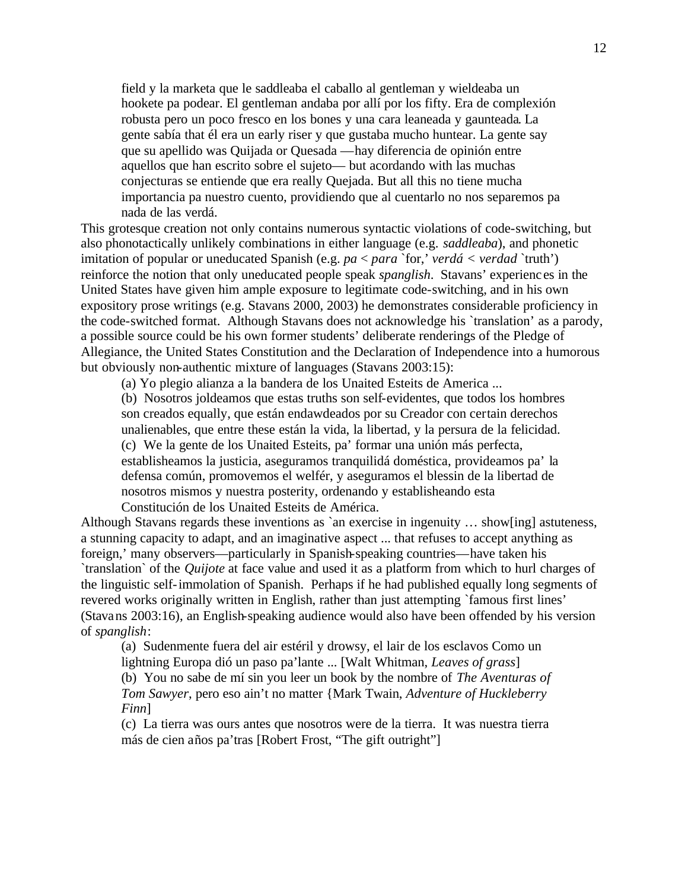> field y la marketa que le saddleaba el caballo al gentleman y wieldeaba un hookete pa podear. El gentleman andaba por allí por los fifty. Era de complexión robusta pero un poco fresco en los bones y una cara leaneada y gaunteada. La gente sabía that él era un early riser y que gustaba mucho huntear. La gente say que su apellido was Quijada or Quesada —hay diferencia de opinión entre aquellos que han escrito sobre el sujeto— but acordando with las muchas conjecturas se entiende que era really Quejada. But all this no tiene mucha importancia pa nuestro cuento, providiendo que al cuentarlo no nos separemos pa nada de las verdá.

This grotesque creation not only contains numerous syntactic violations of code-switching, but also phonotactically unlikely combinations in either language (e.g. *saddleaba*), and phonetic imitation of popular or uneducated Spanish (e.g. *pa* < *para* `for,' *verdá* < *verdad* `truth') reinforce the notion that only uneducated people speak *spanglish*. Stavans' experiences in the United States have given him ample exposure to legitimate code-switching, and in his own expository prose writings (e.g. Stavans 2000, 2003) he demonstrates considerable proficiency in the code-switched format. Although Stavans does not acknowledge his `translation' as a parody, a possible source could be his own former students' deliberate renderings of the Pledge of Allegiance, the United States Constitution and the Declaration of Independence into a humorous but obviously non-authentic mixture of languages (Stavans 2003:15):

> (a) Yo plegio alianza a la bandera de los Unaited Esteits de America ...
>
> (b) Nosotros joldeamos que estas truths son self-evidentes, que todos los hombres son creados equally, que están endawdeados por su Creador con certain derechos unalienables, que entre these están la vida, la libertad, y la persura de la felicidad.
>
> (c) We la gente de los Unaited Esteits, pa' formar una unión más perfecta, establisheamos la justicia, aseguramos tranquilidá doméstica, provideamos pa' la defensa común, promovemos el welfér, y aseguramos el blessin de la libertad de nosotros mismos y nuestra posterity, ordenando y establisheando esta Constitución de los Unaited Esteits de América.

Although Stavans regards these inventions as `an exercise in ingenuity … show[ing] astuteness, a stunning capacity to adapt, and an imaginative aspect ... that refuses to accept anything as foreign,' many observers—particularly in Spanish-speaking countries—have taken his `translation` of the *Quijote* at face value and used it as a platform from which to hurl charges of the linguistic self-immolation of Spanish. Perhaps if he had published equally long segments of revered works originally written in English, rather than just attempting `famous first lines' (Stavans 2003:16), an English-speaking audience would also have been offended by his version of *spanglish*:

> (a) Sudenmente fuera del air estéril y drowsy, el lair de los esclavos Como un lightning Europa dió un paso pa'lante ... [Walt Whitman, *Leaves of grass*]
>
> (b) You no sabe de mí sin you leer un book by the nombre of *The Aventuras of Tom Sawyer*, pero eso ain't no matter {Mark Twain, *Adventure of Huckleberry Finn*]
>
> (c) La tierra was ours antes que nosotros were de la tierra. It was nuestra tierra más de cien años pa'tras [Robert Frost, "The gift outright"]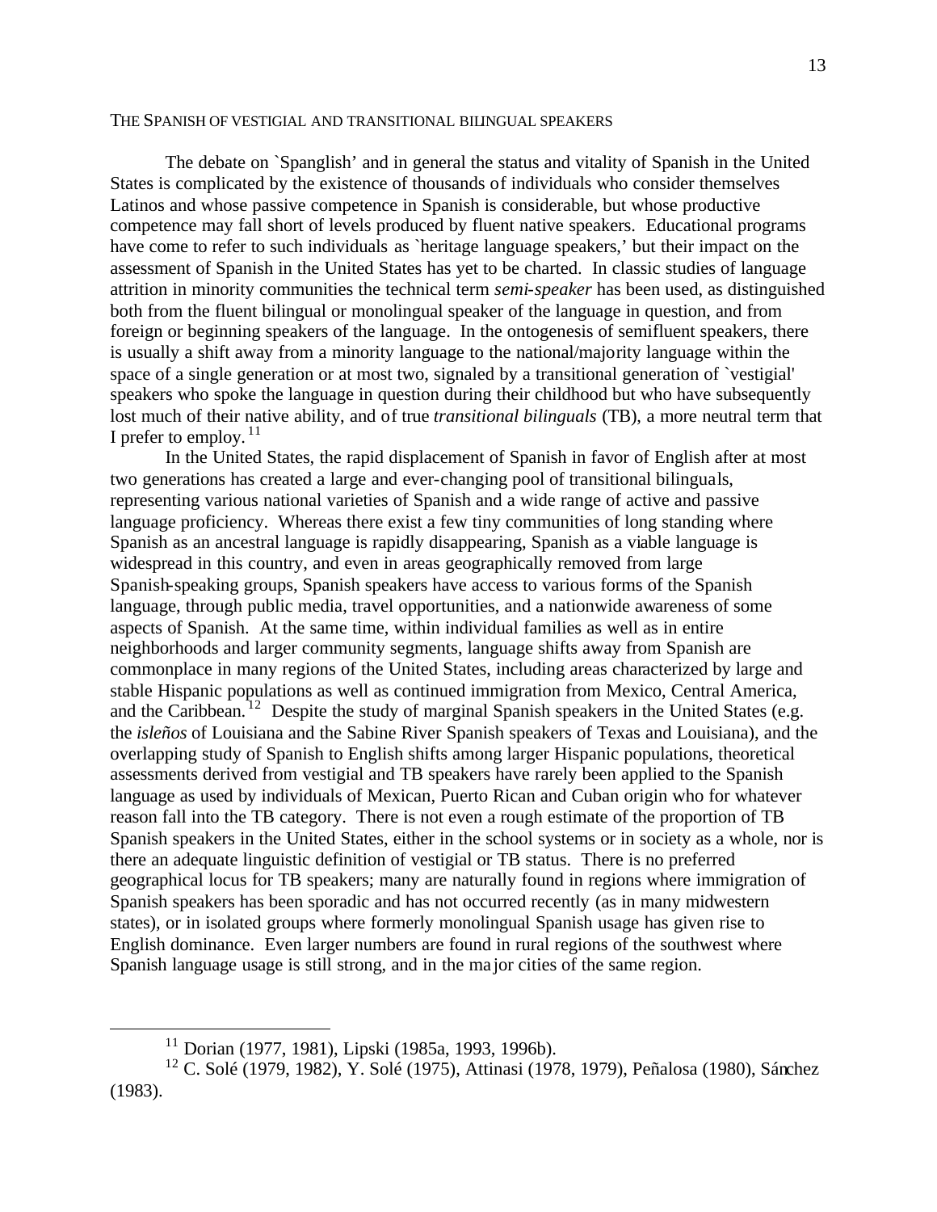THE SPANISH OF VESTIGIAL AND TRANSITIONAL BILINGUAL SPEAKERS

The debate on `Spanglish' and in general the status and vitality of Spanish in the United States is complicated by the existence of thousands of individuals who consider themselves Latinos and whose passive competence in Spanish is considerable, but whose productive competence may fall short of levels produced by fluent native speakers. Educational programs have come to refer to such individuals as `heritage language speakers,' but their impact on the assessment of Spanish in the United States has yet to be charted. In classic studies of language attrition in minority communities the technical term *semi-speaker* has been used, as distinguished both from the fluent bilingual or monolingual speaker of the language in question, and from foreign or beginning speakers of the language. In the ontogenesis of semifluent speakers, there is usually a shift away from a minority language to the national/majority language within the space of a single generation or at most two, signaled by a transitional generation of `vestigial' speakers who spoke the language in question during their childhood but who have subsequently lost much of their native ability, and of true *transitional bilinguals* (TB), a more neutral term that I prefer to employ.[11]

In the United States, the rapid displacement of Spanish in favor of English after at most two generations has created a large and ever-changing pool of transitional bilinguals, representing various national varieties of Spanish and a wide range of active and passive language proficiency. Whereas there exist a few tiny communities of long standing where Spanish as an ancestral language is rapidly disappearing, Spanish as a viable language is widespread in this country, and even in areas geographically removed from large Spanish-speaking groups, Spanish speakers have access to various forms of the Spanish language, through public media, travel opportunities, and a nationwide awareness of some aspects of Spanish. At the same time, within individual families as well as in entire neighborhoods and larger community segments, language shifts away from Spanish are commonplace in many regions of the United States, including areas characterized by large and stable Hispanic populations as well as continued immigration from Mexico, Central America, and the Caribbean.[12] Despite the study of marginal Spanish speakers in the United States (e.g. the *isleños* of Louisiana and the Sabine River Spanish speakers of Texas and Louisiana), and the overlapping study of Spanish to English shifts among larger Hispanic populations, theoretical assessments derived from vestigial and TB speakers have rarely been applied to the Spanish language as used by individuals of Mexican, Puerto Rican and Cuban origin who for whatever reason fall into the TB category. There is not even a rough estimate of the proportion of TB Spanish speakers in the United States, either in the school systems or in society as a whole, nor is there an adequate linguistic definition of vestigial or TB status. There is no preferred geographical locus for TB speakers; many are naturally found in regions where immigration of Spanish speakers has been sporadic and has not occurred recently (as in many midwestern states), or in isolated groups where formerly monolingual Spanish usage has given rise to English dominance. Even larger numbers are found in rural regions of the southwest where Spanish language usage is still strong, and in the major cities of the same region.

---

[11] Dorian (1977, 1981), Lipski (1985a, 1993, 1996b).

[12] C. Solé (1979, 1982), Y. Solé (1975), Attinasi (1978, 1979), Peñalosa (1980), Sánchez (1983).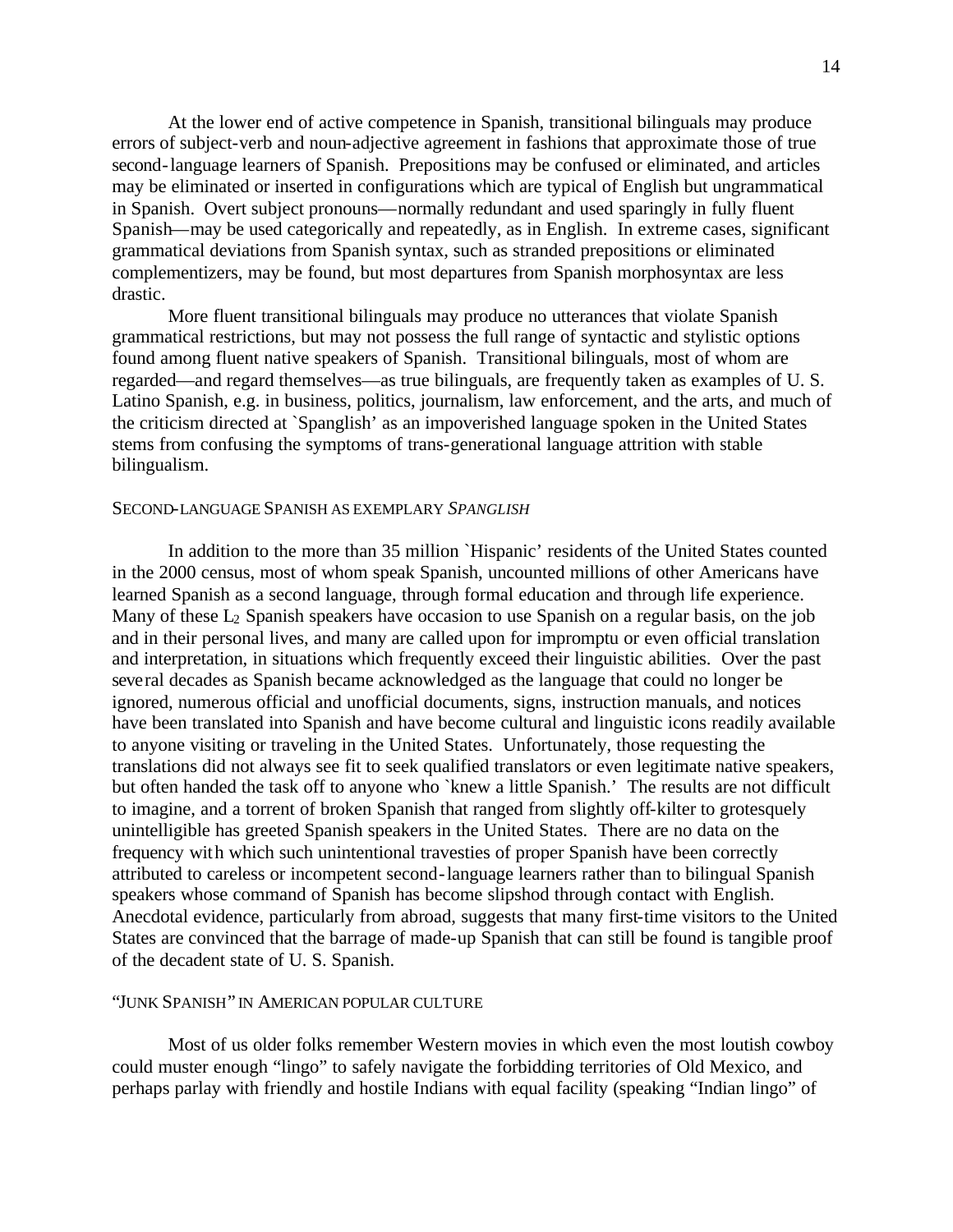At the lower end of active competence in Spanish, transitional bilinguals may produce errors of subject-verb and noun-adjective agreement in fashions that approximate those of true second-language learners of Spanish. Prepositions may be confused or eliminated, and articles may be eliminated or inserted in configurations which are typical of English but ungrammatical in Spanish. Overt subject pronouns—normally redundant and used sparingly in fully fluent Spanish—may be used categorically and repeatedly, as in English. In extreme cases, significant grammatical deviations from Spanish syntax, such as stranded prepositions or eliminated complementizers, may be found, but most departures from Spanish morphosyntax are less drastic.

More fluent transitional bilinguals may produce no utterances that violate Spanish grammatical restrictions, but may not possess the full range of syntactic and stylistic options found among fluent native speakers of Spanish. Transitional bilinguals, most of whom are regarded—and regard themselves—as true bilinguals, are frequently taken as examples of U. S. Latino Spanish, e.g. in business, politics, journalism, law enforcement, and the arts, and much of the criticism directed at `Spanglish' as an impoverished language spoken in the United States stems from confusing the symptoms of trans-generational language attrition with stable bilingualism.

### SECOND-LANGUAGE SPANISH AS EXEMPLARY *SPANGLISH*

In addition to the more than 35 million `Hispanic' residents of the United States counted in the 2000 census, most of whom speak Spanish, uncounted millions of other Americans have learned Spanish as a second language, through formal education and through life experience. Many of these $L_2$ Spanish speakers have occasion to use Spanish on a regular basis, on the job and in their personal lives, and many are called upon for impromptu or even official translation and interpretation, in situations which frequently exceed their linguistic abilities. Over the past several decades as Spanish became acknowledged as the language that could no longer be ignored, numerous official and unofficial documents, signs, instruction manuals, and notices have been translated into Spanish and have become cultural and linguistic icons readily available to anyone visiting or traveling in the United States. Unfortunately, those requesting the translations did not always see fit to seek qualified translators or even legitimate native speakers, but often handed the task off to anyone who `knew a little Spanish.' The results are not difficult to imagine, and a torrent of broken Spanish that ranged from slightly off-kilter to grotesquely unintelligible has greeted Spanish speakers in the United States. There are no data on the frequency with which such unintentional travesties of proper Spanish have been correctly attributed to careless or incompetent second-language learners rather than to bilingual Spanish speakers whose command of Spanish has become slipshod through contact with English. Anecdotal evidence, particularly from abroad, suggests that many first-time visitors to the United States are convinced that the barrage of made-up Spanish that can still be found is tangible proof of the decadent state of U. S. Spanish.

### "JUNK SPANISH" IN AMERICAN POPULAR CULTURE

Most of us older folks remember Western movies in which even the most loutish cowboy could muster enough "lingo" to safely navigate the forbidding territories of Old Mexico, and perhaps parlay with friendly and hostile Indians with equal facility (speaking "Indian lingo" of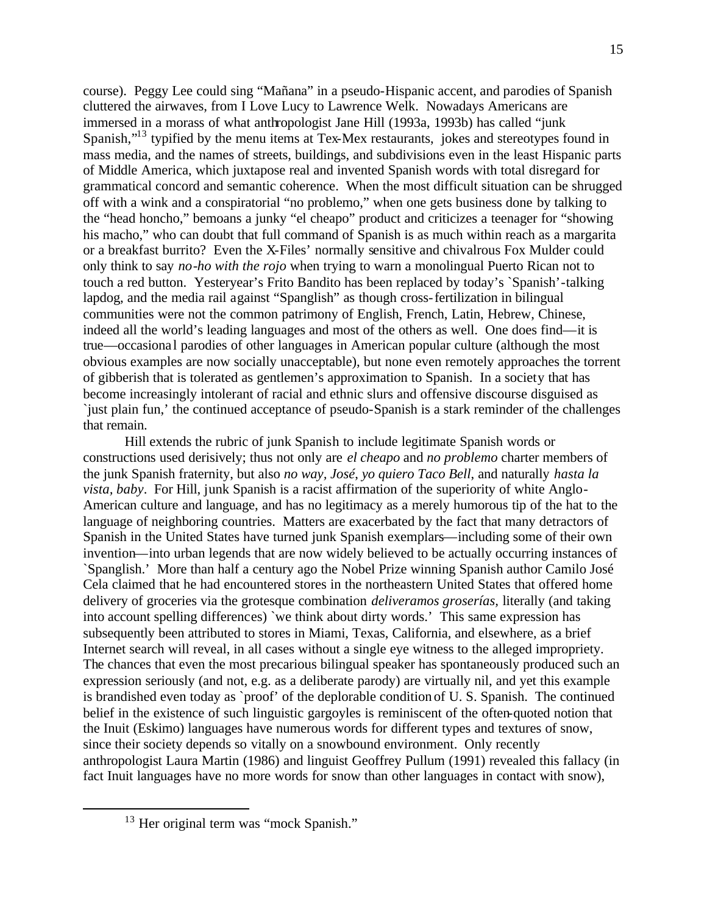course). Peggy Lee could sing "Mañana" in a pseudo-Hispanic accent, and parodies of Spanish cluttered the airwaves, from I Love Lucy to Lawrence Welk. Nowadays Americans are immersed in a morass of what anthropologist Jane Hill (1993a, 1993b) has called "junk Spanish,"[13] typified by the menu items at Tex-Mex restaurants, jokes and stereotypes found in mass media, and the names of streets, buildings, and subdivisions even in the least Hispanic parts of Middle America, which juxtapose real and invented Spanish words with total disregard for grammatical concord and semantic coherence. When the most difficult situation can be shrugged off with a wink and a conspiratorial "no problemo," when one gets business done by talking to the "head honcho," bemoans a junky "el cheapo" product and criticizes a teenager for "showing his macho," who can doubt that full command of Spanish is as much within reach as a margarita or a breakfast burrito? Even the X-Files' normally sensitive and chivalrous Fox Mulder could only think to say *no-ho with the rojo* when trying to warn a monolingual Puerto Rican not to touch a red button. Yesteryear's Frito Bandito has been replaced by today's `Spanish'-talking lapdog, and the media rail against "Spanglish" as though cross-fertilization in bilingual communities were not the common patrimony of English, French, Latin, Hebrew, Chinese, indeed all the world's leading languages and most of the others as well. One does find—it is true—occasional parodies of other languages in American popular culture (although the most obvious examples are now socially unacceptable), but none even remotely approaches the torrent of gibberish that is tolerated as gentlemen's approximation to Spanish. In a society that has become increasingly intolerant of racial and ethnic slurs and offensive discourse disguised as `just plain fun,' the continued acceptance of pseudo-Spanish is a stark reminder of the challenges that remain.

Hill extends the rubric of junk Spanish to include legitimate Spanish words or constructions used derisively; thus not only are *el cheapo* and *no problemo* charter members of the junk Spanish fraternity, but also *no way, José*, *yo quiero Taco Bell*, and naturally *hasta la vista, baby*. For Hill, junk Spanish is a racist affirmation of the superiority of white Anglo-American culture and language, and has no legitimacy as a merely humorous tip of the hat to the language of neighboring countries. Matters are exacerbated by the fact that many detractors of Spanish in the United States have turned junk Spanish exemplars—including some of their own invention—into urban legends that are now widely believed to be actually occurring instances of `Spanglish.' More than half a century ago the Nobel Prize winning Spanish author Camilo José Cela claimed that he had encountered stores in the northeastern United States that offered home delivery of groceries via the grotesque combination *deliveramos groserías*, literally (and taking into account spelling differences) `we think about dirty words.' This same expression has subsequently been attributed to stores in Miami, Texas, California, and elsewhere, as a brief Internet search will reveal, in all cases without a single eye witness to the alleged impropriety. The chances that even the most precarious bilingual speaker has spontaneously produced such an expression seriously (and not, e.g. as a deliberate parody) are virtually nil, and yet this example is brandished even today as `proof' of the deplorable condition of U. S. Spanish. The continued belief in the existence of such linguistic gargoyles is reminiscent of the often-quoted notion that the Inuit (Eskimo) languages have numerous words for different types and textures of snow, since their society depends so vitally on a snowbound environment. Only recently anthropologist Laura Martin (1986) and linguist Geoffrey Pullum (1991) revealed this fallacy (in fact Inuit languages have no more words for snow than other languages in contact with snow),

[13] Her original term was "mock Spanish."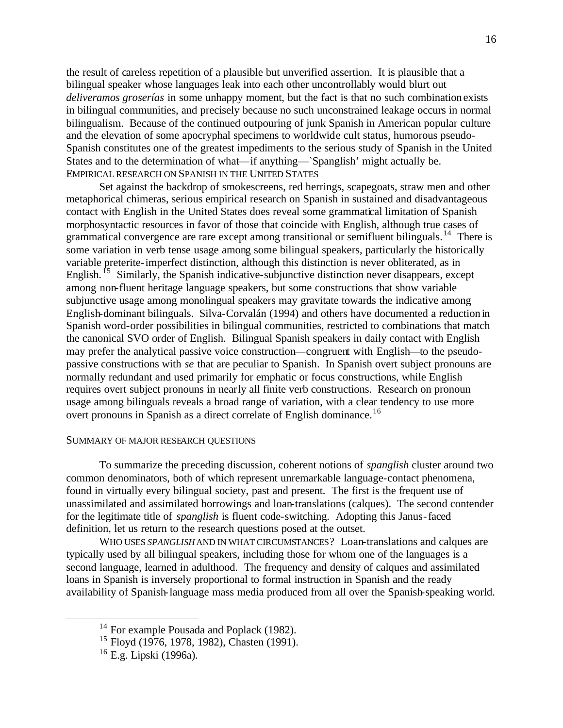the result of careless repetition of a plausible but unverified assertion. It is plausible that a bilingual speaker whose languages leak into each other uncontrollably would blurt out *deliveramos groserías* in some unhappy moment, but the fact is that no such combination exists in bilingual communities, and precisely because no such unconstrained leakage occurs in normal bilingualism. Because of the continued outpouring of junk Spanish in American popular culture and the elevation of some apocryphal specimens to worldwide cult status, humorous pseudo-Spanish constitutes one of the greatest impediments to the serious study of Spanish in the United States and to the determination of what—if anything—`Spanglish' might actually be.

## EMPIRICAL RESEARCH ON SPANISH IN THE UNITED STATES

Set against the backdrop of smokescreens, red herrings, scapegoats, straw men and other metaphorical chimeras, serious empirical research on Spanish in sustained and disadvantageous contact with English in the United States does reveal some grammatical limitation of Spanish morphosyntactic resources in favor of those that coincide with English, although true cases of grammatical convergence are rare except among transitional or semifluent bilinguals.[14] There is some variation in verb tense usage among some bilingual speakers, particularly the historically variable preterite-imperfect distinction, although this distinction is never obliterated, as in English.[15] Similarly, the Spanish indicative-subjunctive distinction never disappears, except among non-fluent heritage language speakers, but some constructions that show variable subjunctive usage among monolingual speakers may gravitate towards the indicative among English-dominant bilinguals. Silva-Corvalán (1994) and others have documented a reduction in Spanish word-order possibilities in bilingual communities, restricted to combinations that match the canonical SVO order of English. Bilingual Spanish speakers in daily contact with English may prefer the analytical passive voice construction—congruent with English—to the pseudo-passive constructions with *se* that are peculiar to Spanish. In Spanish overt subject pronouns are normally redundant and used primarily for emphatic or focus constructions, while English requires overt subject pronouns in nearly all finite verb constructions. Research on pronoun usage among bilinguals reveals a broad range of variation, with a clear tendency to use more overt pronouns in Spanish as a direct correlate of English dominance.[16]

## SUMMARY OF MAJOR RESEARCH QUESTIONS

To summarize the preceding discussion, coherent notions of *spanglish* cluster around two common denominators, both of which represent unremarkable language-contact phenomena, found in virtually every bilingual society, past and present. The first is the frequent use of unassimilated and assimilated borrowings and loan-translations (calques). The second contender for the legitimate title of *spanglish* is fluent code-switching. Adopting this Janus-faced definition, let us return to the research questions posed at the outset.

WHO USES *SPANGLISH* AND IN WHAT CIRCUMSTANCES? Loan-translations and calques are typically used by all bilingual speakers, including those for whom one of the languages is a second language, learned in adulthood. The frequency and density of calques and assimilated loans in Spanish is inversely proportional to formal instruction in Spanish and the ready availability of Spanish-language mass media produced from all over the Spanish-speaking world.

---

[14] For example Pousada and Poplack (1982).

[15] Floyd (1976, 1978, 1982), Chasten (1991).

[16] E.g. Lipski (1996a).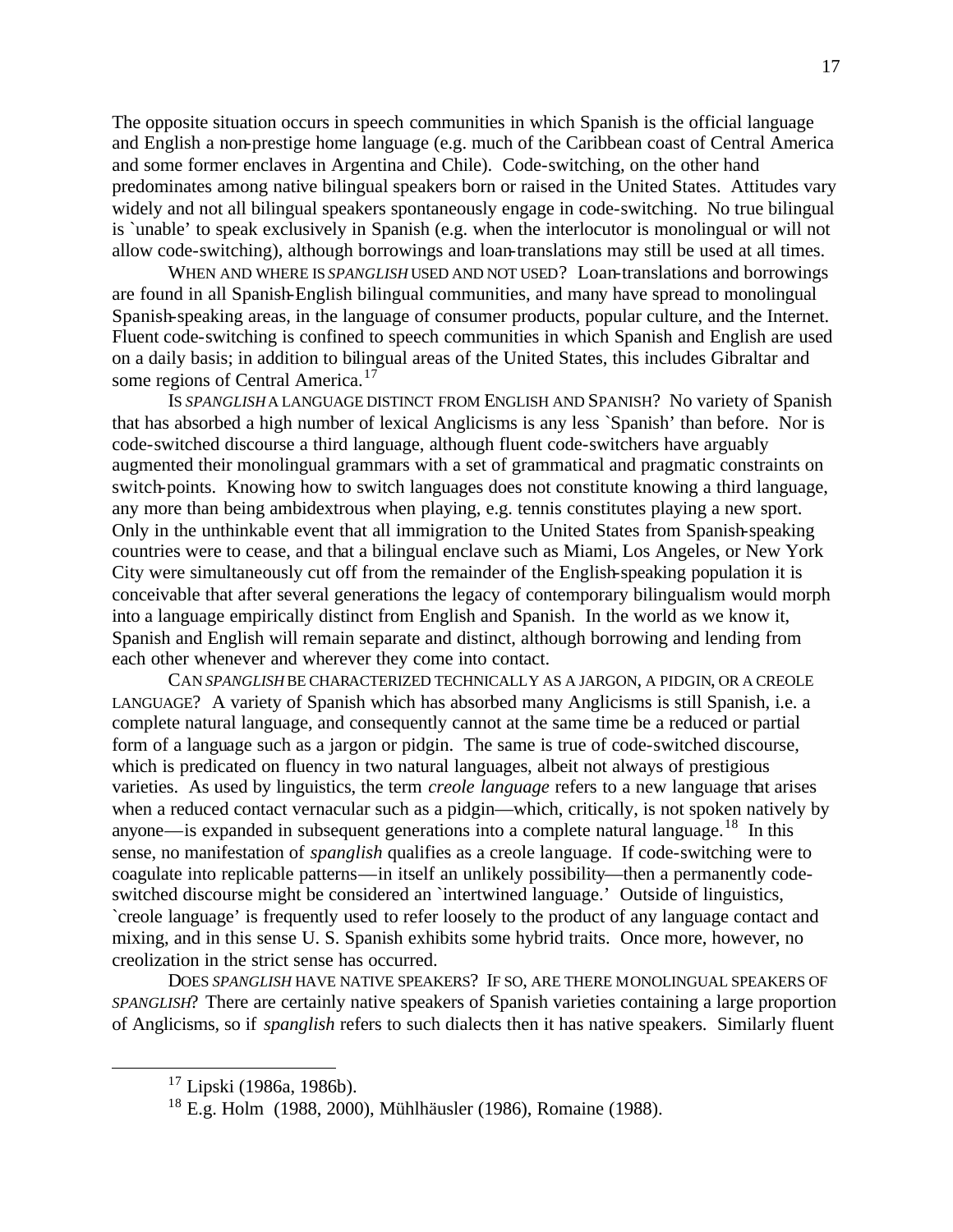The opposite situation occurs in speech communities in which Spanish is the official language and English a non-prestige home language (e.g. much of the Caribbean coast of Central America and some former enclaves in Argentina and Chile). Code-switching, on the other hand predominates among native bilingual speakers born or raised in the United States. Attitudes vary widely and not all bilingual speakers spontaneously engage in code-switching. No true bilingual is `unable' to speak exclusively in Spanish (e.g. when the interlocutor is monolingual or will not allow code-switching), although borrowings and loan-translations may still be used at all times.

WHEN AND WHERE IS *SPANGLISH* USED AND NOT USED? Loan-translations and borrowings are found in all Spanish-English bilingual communities, and many have spread to monolingual Spanish-speaking areas, in the language of consumer products, popular culture, and the Internet. Fluent code-switching is confined to speech communities in which Spanish and English are used on a daily basis; in addition to bilingual areas of the United States, this includes Gibraltar and some regions of Central America.[17]

IS *SPANGLISH* A LANGUAGE DISTINCT FROM ENGLISH AND SPANISH? No variety of Spanish that has absorbed a high number of lexical Anglicisms is any less `Spanish' than before. Nor is code-switched discourse a third language, although fluent code-switchers have arguably augmented their monolingual grammars with a set of grammatical and pragmatic constraints on switch-points. Knowing how to switch languages does not constitute knowing a third language, any more than being ambidextrous when playing, e.g. tennis constitutes playing a new sport. Only in the unthinkable event that all immigration to the United States from Spanish-speaking countries were to cease, and that a bilingual enclave such as Miami, Los Angeles, or New York City were simultaneously cut off from the remainder of the English-speaking population it is conceivable that after several generations the legacy of contemporary bilingualism would morph into a language empirically distinct from English and Spanish. In the world as we know it, Spanish and English will remain separate and distinct, although borrowing and lending from each other whenever and wherever they come into contact.

CAN *SPANGLISH* BE CHARACTERIZED TECHNICALLY AS A JARGON, A PIDGIN, OR A CREOLE LANGUAGE? A variety of Spanish which has absorbed many Anglicisms is still Spanish, i.e. a complete natural language, and consequently cannot at the same time be a reduced or partial form of a language such as a jargon or pidgin. The same is true of code-switched discourse, which is predicated on fluency in two natural languages, albeit not always of prestigious varieties. As used by linguistics, the term *creole language* refers to a new language that arises when a reduced contact vernacular such as a pidgin—which, critically, is not spoken natively by anyone—is expanded in subsequent generations into a complete natural language.[18] In this sense, no manifestation of *spanglish* qualifies as a creole language. If code-switching were to coagulate into replicable patterns—in itself an unlikely possibility—then a permanently code-switched discourse might be considered an `intertwined language.' Outside of linguistics, `creole language' is frequently used to refer loosely to the product of any language contact and mixing, and in this sense U. S. Spanish exhibits some hybrid traits. Once more, however, no creolization in the strict sense has occurred.

DOES *SPANGLISH* HAVE NATIVE SPEAKERS? IF SO, ARE THERE MONOLINGUAL SPEAKERS OF *SPANGLISH*? There are certainly native speakers of Spanish varieties containing a large proportion of Anglicisms, so if *spanglish* refers to such dialects then it has native speakers. Similarly fluent

---

[17] Lipski (1986a, 1986b).

[18] E.g. Holm (1988, 2000), Mühlhäusler (1986), Romaine (1988).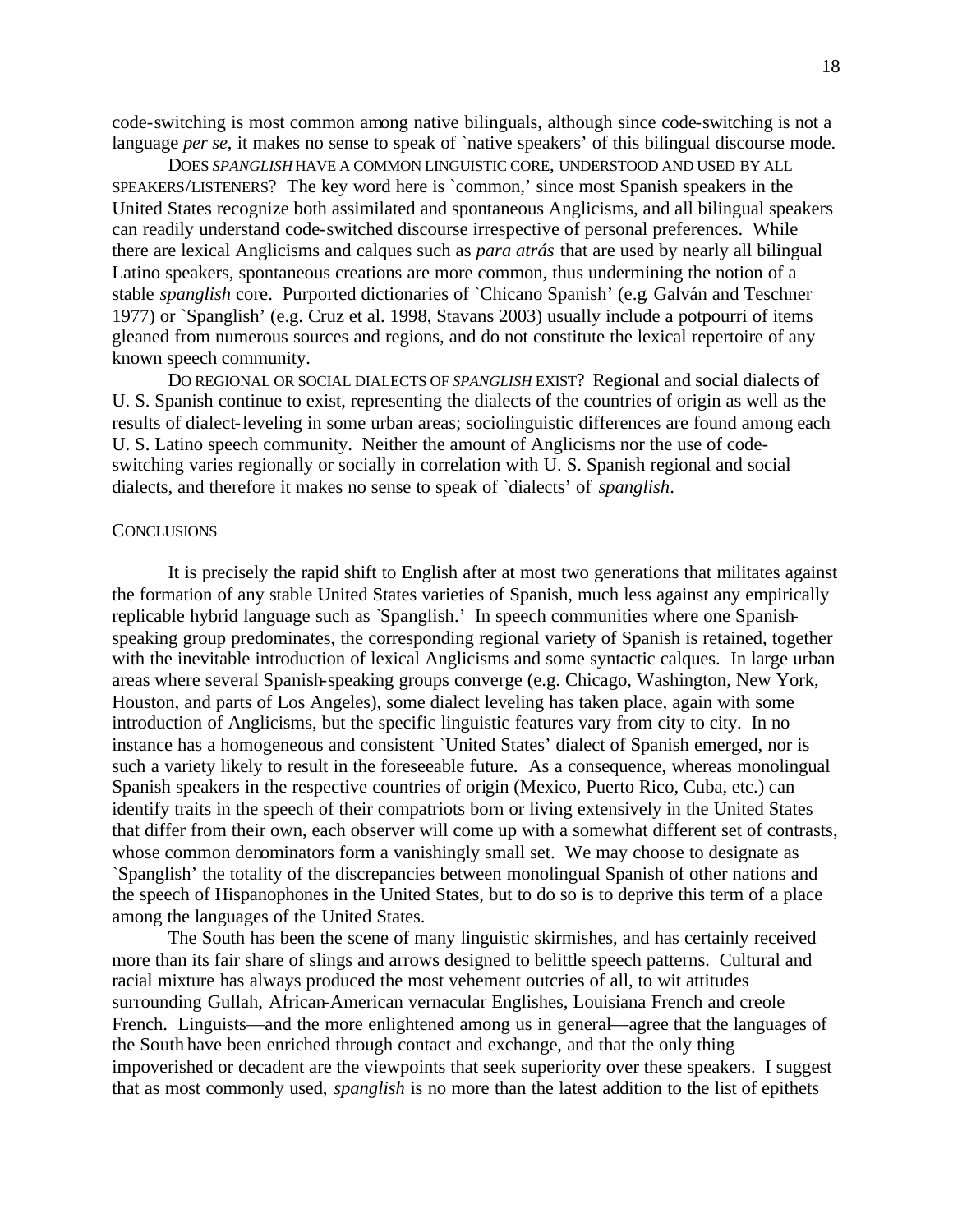code-switching is most common among native bilinguals, although since code-switching is not a language *per se,* it makes no sense to speak of `native speakers' of this bilingual discourse mode.

DOES *SPANGLISH* HAVE A COMMON LINGUISTIC CORE, UNDERSTOOD AND USED BY ALL SPEAKERS/LISTENERS? The key word here is `common,' since most Spanish speakers in the United States recognize both assimilated and spontaneous Anglicisms, and all bilingual speakers can readily understand code-switched discourse irrespective of personal preferences. While there are lexical Anglicisms and calques such as *para atrás* that are used by nearly all bilingual Latino speakers, spontaneous creations are more common, thus undermining the notion of a stable *spanglish* core. Purported dictionaries of `Chicano Spanish' (e.g. Galván and Teschner 1977) or `Spanglish' (e.g. Cruz et al. 1998, Stavans 2003) usually include a potpourri of items gleaned from numerous sources and regions, and do not constitute the lexical repertoire of any known speech community.

DO REGIONAL OR SOCIAL DIALECTS OF *SPANGLISH* EXIST? Regional and social dialects of U. S. Spanish continue to exist, representing the dialects of the countries of origin as well as the results of dialect-leveling in some urban areas; sociolinguistic differences are found among each U. S. Latino speech community. Neither the amount of Anglicisms nor the use of code-switching varies regionally or socially in correlation with U. S. Spanish regional and social dialects, and therefore it makes no sense to speak of `dialects' of *spanglish*.

## CONCLUSIONS

It is precisely the rapid shift to English after at most two generations that militates against the formation of any stable United States varieties of Spanish, much less against any empirically replicable hybrid language such as `Spanglish.' In speech communities where one Spanish-speaking group predominates, the corresponding regional variety of Spanish is retained, together with the inevitable introduction of lexical Anglicisms and some syntactic calques. In large urban areas where several Spanish-speaking groups converge (e.g. Chicago, Washington, New York, Houston, and parts of Los Angeles), some dialect leveling has taken place, again with some introduction of Anglicisms, but the specific linguistic features vary from city to city. In no instance has a homogeneous and consistent `United States' dialect of Spanish emerged, nor is such a variety likely to result in the foreseeable future. As a consequence, whereas monolingual Spanish speakers in the respective countries of origin (Mexico, Puerto Rico, Cuba, etc.) can identify traits in the speech of their compatriots born or living extensively in the United States that differ from their own, each observer will come up with a somewhat different set of contrasts, whose common denominators form a vanishingly small set. We may choose to designate as `Spanglish' the totality of the discrepancies between monolingual Spanish of other nations and the speech of Hispanophones in the United States, but to do so is to deprive this term of a place among the languages of the United States.

The South has been the scene of many linguistic skirmishes, and has certainly received more than its fair share of slings and arrows designed to belittle speech patterns. Cultural and racial mixture has always produced the most vehement outcries of all, to wit attitudes surrounding Gullah, African-American vernacular Englishes, Louisiana French and creole French. Linguists—and the more enlightened among us in general—agree that the languages of the South have been enriched through contact and exchange, and that the only thing impoverished or decadent are the viewpoints that seek superiority over these speakers. I suggest that as most commonly used, *spanglish* is no more than the latest addition to the list of epithets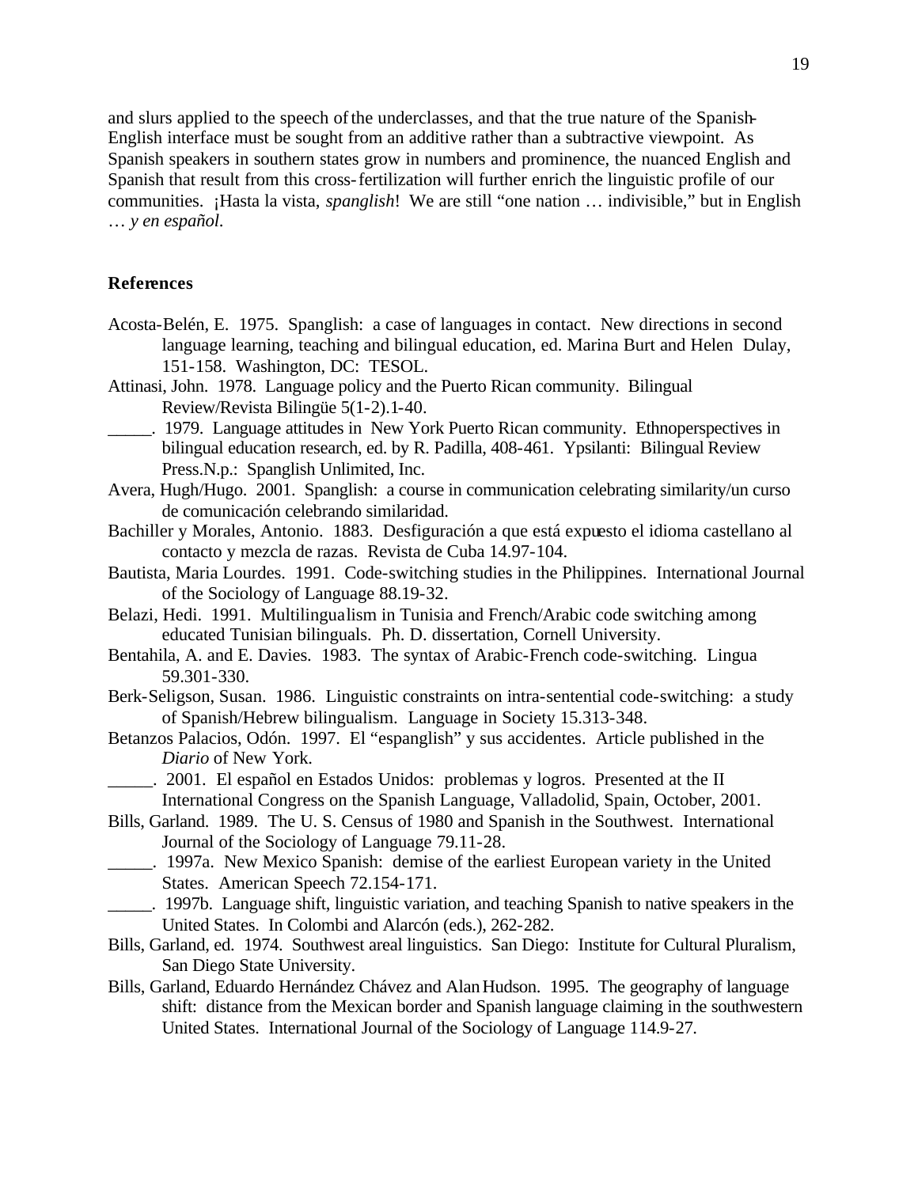and slurs applied to the speech of the underclasses, and that the true nature of the Spanish-English interface must be sought from an additive rather than a subtractive viewpoint. As Spanish speakers in southern states grow in numbers and prominence, the nuanced English and Spanish that result from this cross-fertilization will further enrich the linguistic profile of our communities. ¡Hasta la vista, *spanglish*! We are still "one nation … indivisible," but in English … *y en español*.

## References

Acosta-Belén, E. 1975. Spanglish: a case of languages in contact. New directions in second language learning, teaching and bilingual education, ed. Marina Burt and Helen Dulay, 151-158. Washington, DC: TESOL.

Attinasi, John. 1978. Language policy and the Puerto Rican community. Bilingual Review/Revista Bilingüe 5(1-2).1-40.

_____. 1979. Language attitudes in New York Puerto Rican community. Ethnoperspectives in bilingual education research, ed. by R. Padilla, 408-461. Ypsilanti: Bilingual Review Press.N.p.: Spanglish Unlimited, Inc.

Avera, Hugh/Hugo. 2001. Spanglish: a course in communication celebrating similarity/un curso de comunicación celebrando similaridad.

Bachiller y Morales, Antonio. 1883. Desfiguración a que está expuesto el idioma castellano al contacto y mezcla de razas. Revista de Cuba 14.97-104.

Bautista, Maria Lourdes. 1991. Code-switching studies in the Philippines. International Journal of the Sociology of Language 88.19-32.

Belazi, Hedi. 1991. Multilingualism in Tunisia and French/Arabic code switching among educated Tunisian bilinguals. Ph. D. dissertation, Cornell University.

Bentahila, A. and E. Davies. 1983. The syntax of Arabic-French code-switching. Lingua 59.301-330.

Berk-Seligson, Susan. 1986. Linguistic constraints on intra-sentential code-switching: a study of Spanish/Hebrew bilingualism. Language in Society 15.313-348.

Betanzos Palacios, Odón. 1997. El "espanglish" y sus accidentes. Article published in the *Diario* of New York.

_____. 2001. El español en Estados Unidos: problemas y logros. Presented at the II International Congress on the Spanish Language, Valladolid, Spain, October, 2001.

Bills, Garland. 1989. The U. S. Census of 1980 and Spanish in the Southwest. International Journal of the Sociology of Language 79.11-28.

_____. 1997a. New Mexico Spanish: demise of the earliest European variety in the United States. American Speech 72.154-171.

_____. 1997b. Language shift, linguistic variation, and teaching Spanish to native speakers in the United States. In Colombi and Alarcón (eds.), 262-282.

Bills, Garland, ed. 1974. Southwest areal linguistics. San Diego: Institute for Cultural Pluralism, San Diego State University.

Bills, Garland, Eduardo Hernández Chávez and Alan Hudson. 1995. The geography of language shift: distance from the Mexican border and Spanish language claiming in the southwestern United States. International Journal of the Sociology of Language 114.9-27.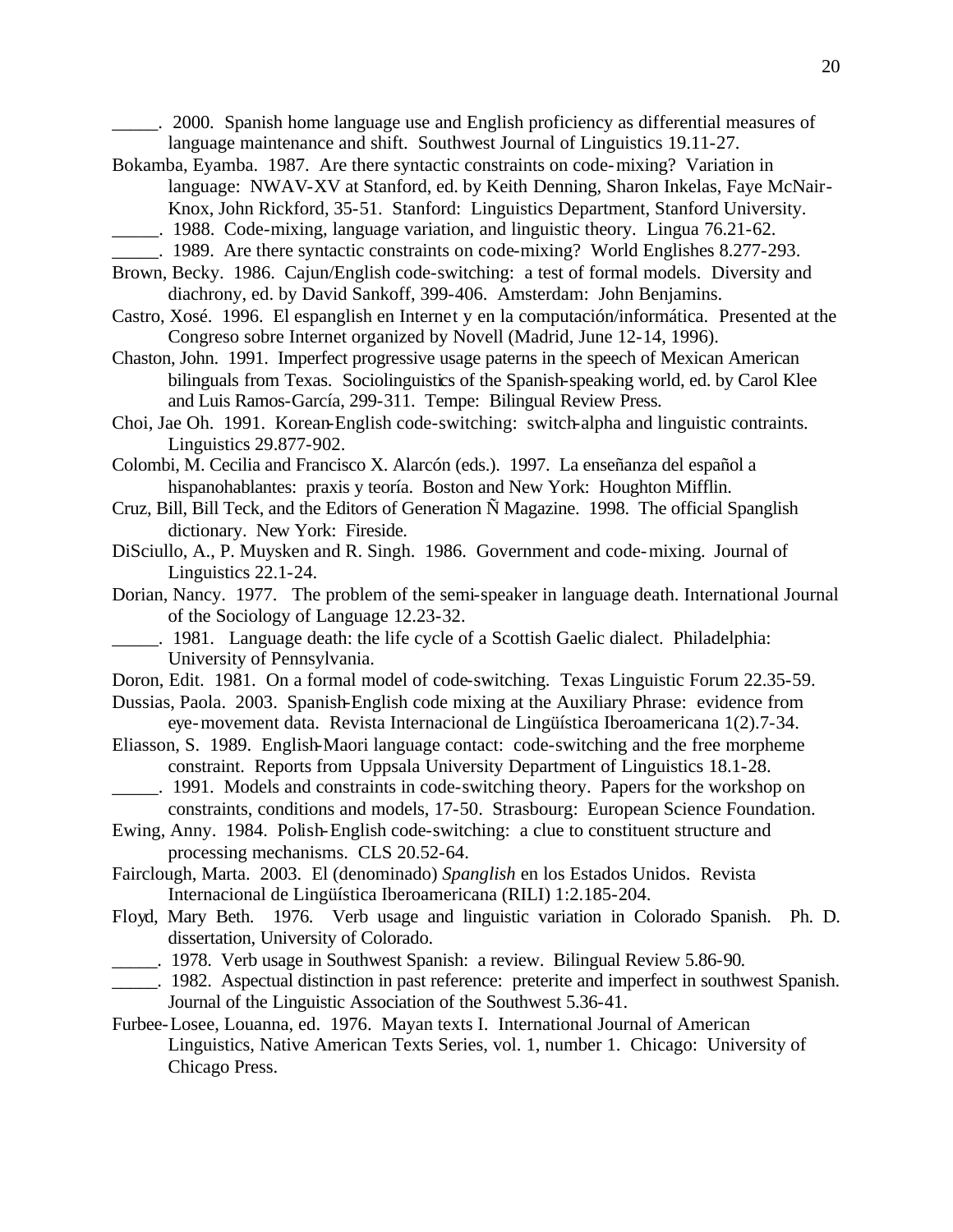\_\_\_\_\_. 2000. Spanish home language use and English proficiency as differential measures of language maintenance and shift. Southwest Journal of Linguistics 19.11-27.

Bokamba, Eyamba. 1987. Are there syntactic constraints on code-mixing? Variation in language: NWAV-XV at Stanford, ed. by Keith Denning, Sharon Inkelas, Faye McNair-Knox, John Rickford, 35-51. Stanford: Linguistics Department, Stanford University.

\_\_\_\_\_. 1988. Code-mixing, language variation, and linguistic theory. Lingua 76.21-62.

\_\_\_\_\_. 1989. Are there syntactic constraints on code-mixing? World Englishes 8.277-293.

Brown, Becky. 1986. Cajun/English code-switching: a test of formal models. Diversity and diachrony, ed. by David Sankoff, 399-406. Amsterdam: John Benjamins.

Castro, Xosé. 1996. El espanglish en Internet y en la computación/informática. Presented at the Congreso sobre Internet organized by Novell (Madrid, June 12-14, 1996).

Chaston, John. 1991. Imperfect progressive usage paterns in the speech of Mexican American bilinguals from Texas. Sociolinguistics of the Spanish-speaking world, ed. by Carol Klee and Luis Ramos-García, 299-311. Tempe: Bilingual Review Press.

Choi, Jae Oh. 1991. Korean-English code-switching: switch-alpha and linguistic contraints. Linguistics 29.877-902.

Colombi, M. Cecilia and Francisco X. Alarcón (eds.). 1997. La enseñanza del español a hispanohablantes: praxis y teoría. Boston and New York: Houghton Mifflin.

Cruz, Bill, Bill Teck, and the Editors of Generation Ñ Magazine. 1998. The official Spanglish dictionary. New York: Fireside.

DiSciullo, A., P. Muysken and R. Singh. 1986. Government and code-mixing. Journal of Linguistics 22.1-24.

Dorian, Nancy. 1977. The problem of the semi-speaker in language death. International Journal of the Sociology of Language 12.23-32.

\_\_\_\_\_. 1981. Language death: the life cycle of a Scottish Gaelic dialect. Philadelphia: University of Pennsylvania.

Doron, Edit. 1981. On a formal model of code-switching. Texas Linguistic Forum 22.35-59.

Dussias, Paola. 2003. Spanish-English code mixing at the Auxiliary Phrase: evidence from eye-movement data. Revista Internacional de Lingüística Iberoamericana 1(2).7-34.

Eliasson, S. 1989. English-Maori language contact: code-switching and the free morpheme constraint. Reports from Uppsala University Department of Linguistics 18.1-28.

\_\_\_\_\_. 1991. Models and constraints in code-switching theory. Papers for the workshop on constraints, conditions and models, 17-50. Strasbourg: European Science Foundation.

Ewing, Anny. 1984. Polish-English code-switching: a clue to constituent structure and processing mechanisms. CLS 20.52-64.

Fairclough, Marta. 2003. El (denominado) *Spanglish* en los Estados Unidos. Revista Internacional de Lingüística Iberoamericana (RILI) 1:2.185-204.

Floyd, Mary Beth. 1976. Verb usage and linguistic variation in Colorado Spanish. Ph. D. dissertation, University of Colorado.

\_\_\_\_\_. 1978. Verb usage in Southwest Spanish: a review. Bilingual Review 5.86-90.

\_\_\_\_\_. 1982. Aspectual distinction in past reference: preterite and imperfect in southwest Spanish. Journal of the Linguistic Association of the Southwest 5.36-41.

Furbee-Losee, Louanna, ed. 1976. Mayan texts I. International Journal of American Linguistics, Native American Texts Series, vol. 1, number 1. Chicago: University of Chicago Press.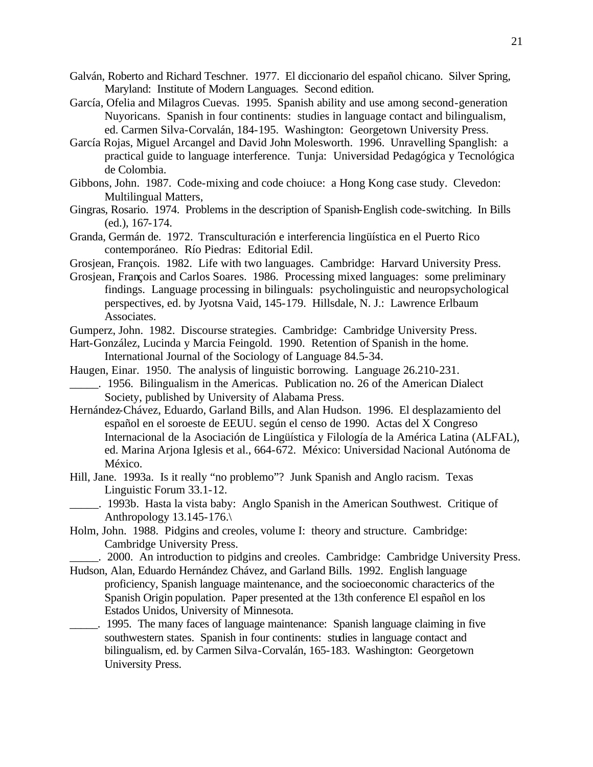Galván, Roberto and Richard Teschner. 1977. El diccionario del español chicano. Silver Spring, Maryland: Institute of Modern Languages. Second edition.

García, Ofelia and Milagros Cuevas. 1995. Spanish ability and use among second-generation Nuyoricans. Spanish in four continents: studies in language contact and bilingualism, ed. Carmen Silva-Corvalán, 184-195. Washington: Georgetown University Press.

García Rojas, Miguel Arcangel and David John Molesworth. 1996. Unravelling Spanglish: a practical guide to language interference. Tunja: Universidad Pedagógica y Tecnológica de Colombia.

Gibbons, John. 1987. Code-mixing and code choiuce: a Hong Kong case study. Clevedon: Multilingual Matters,

Gingras, Rosario. 1974. Problems in the description of Spanish-English code-switching. In Bills (ed.), 167-174.

Granda, Germán de. 1972. Transculturación e interferencia lingüística en el Puerto Rico contemporáneo. Río Piedras: Editorial Edil.

Grosjean, François. 1982. Life with two languages. Cambridge: Harvard University Press.

Grosjean, François and Carlos Soares. 1986. Processing mixed languages: some preliminary findings. Language processing in bilinguals: psycholinguistic and neuropsychological perspectives, ed. by Jyotsna Vaid, 145-179. Hillsdale, N. J.: Lawrence Erlbaum Associates.

Gumperz, John. 1982. Discourse strategies. Cambridge: Cambridge University Press.

Hart-González, Lucinda y Marcia Feingold. 1990. Retention of Spanish in the home. International Journal of the Sociology of Language 84.5-34.

Haugen, Einar. 1950. The analysis of linguistic borrowing. Language 26.210-231.

_____. 1956. Bilingualism in the Americas. Publication no. 26 of the American Dialect Society, published by University of Alabama Press.

Hernández-Chávez, Eduardo, Garland Bills, and Alan Hudson. 1996. El desplazamiento del español en el soroeste de EEUU. según el censo de 1990. Actas del X Congreso Internacional de la Asociación de Lingüística y Filología de la América Latina (ALFAL), ed. Marina Arjona Iglesis et al., 664-672. México: Universidad Nacional Autónoma de México.

Hill, Jane. 1993a. Is it really "no problemo"? Junk Spanish and Anglo racism. Texas Linguistic Forum 33.1-12.

_____. 1993b. Hasta la vista baby: Anglo Spanish in the American Southwest. Critique of Anthropology 13.145-176.\

Holm, John. 1988. Pidgins and creoles, volume I: theory and structure. Cambridge: Cambridge University Press.

_____. 2000. An introduction to pidgins and creoles. Cambridge: Cambridge University Press.

Hudson, Alan, Eduardo Hernández Chávez, and Garland Bills. 1992. English language proficiency, Spanish language maintenance, and the socioeconomic characterics of the Spanish Origin population. Paper presented at the 13th conference El español en los Estados Unidos, University of Minnesota.

_____. 1995. The many faces of language maintenance: Spanish language claiming in five southwestern states. Spanish in four continents: studies in language contact and bilingualism, ed. by Carmen Silva-Corvalán, 165-183. Washington: Georgetown University Press.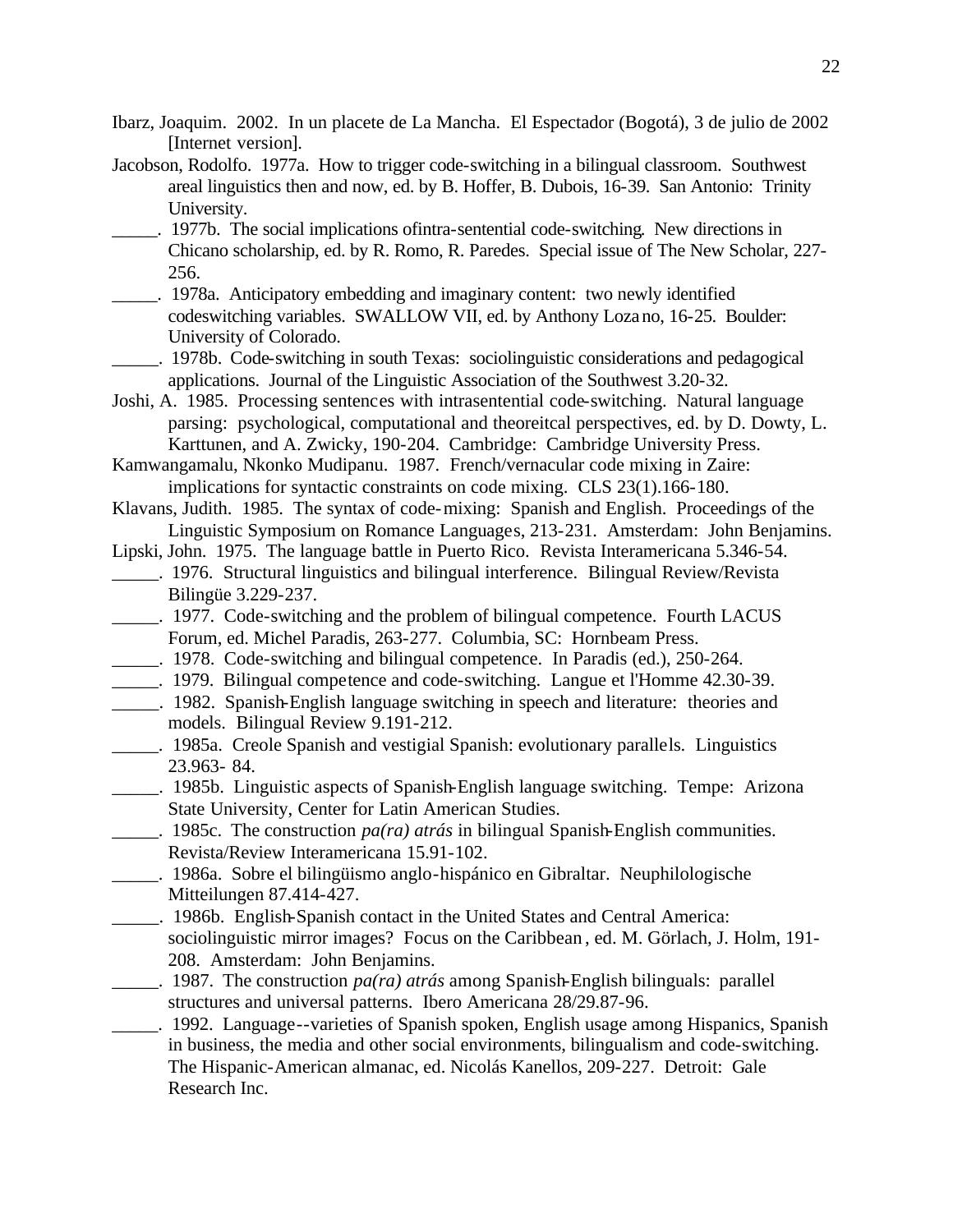Ibarz, Joaquim. 2002. In un placete de La Mancha. El Espectador (Bogotá), 3 de julio de 2002 [Internet version].

Jacobson, Rodolfo. 1977a. How to trigger code-switching in a bilingual classroom. Southwest areal linguistics then and now, ed. by B. Hoffer, B. Dubois, 16-39. San Antonio: Trinity University.

_____. 1977b. The social implications ofintra-sentential code-switching. New directions in Chicano scholarship, ed. by R. Romo, R. Paredes. Special issue of The New Scholar, 227-256.

_____. 1978a. Anticipatory embedding and imaginary content: two newly identified codeswitching variables. SWALLOW VII, ed. by Anthony Loza no, 16-25. Boulder: University of Colorado.

_____. 1978b. Code-switching in south Texas: sociolinguistic considerations and pedagogical applications. Journal of the Linguistic Association of the Southwest 3.20-32.

Joshi, A. 1985. Processing sentences with intrasentential code-switching. Natural language parsing: psychological, computational and theoreitcal perspectives, ed. by D. Dowty, L. Karttunen, and A. Zwicky, 190-204. Cambridge: Cambridge University Press.

Kamwangamalu, Nkonko Mudipanu. 1987. French/vernacular code mixing in Zaire: implications for syntactic constraints on code mixing. CLS 23(1).166-180.

Klavans, Judith. 1985. The syntax of code-mixing: Spanish and English. Proceedings of the Linguistic Symposium on Romance Languages, 213-231. Amsterdam: John Benjamins.

Lipski, John. 1975. The language battle in Puerto Rico. Revista Interamericana 5.346-54.

_____. 1976. Structural linguistics and bilingual interference. Bilingual Review/Revista Bilingüe 3.229-237.

_____. 1977. Code-switching and the problem of bilingual competence. Fourth LACUS Forum, ed. Michel Paradis, 263-277. Columbia, SC: Hornbeam Press.

_____. 1978. Code-switching and bilingual competence. In Paradis (ed.), 250-264.

_____. 1979. Bilingual competence and code-switching. Langue et l'Homme 42.30-39.

_____. 1982. Spanish-English language switching in speech and literature: theories and models. Bilingual Review 9.191-212.

_____. 1985a. Creole Spanish and vestigial Spanish: evolutionary parallels. Linguistics 23.963- 84.

_____. 1985b. Linguistic aspects of Spanish-English language switching. Tempe: Arizona State University, Center for Latin American Studies.

_____. 1985c. The construction *pa(ra) atrás* in bilingual Spanish-English communities. Revista/Review Interamericana 15.91-102.

_____. 1986a. Sobre el bilingüismo anglo-hispánico en Gibraltar. Neuphilologische Mitteilungen 87.414-427.

_____. 1986b. English-Spanish contact in the United States and Central America: sociolinguistic mirror images? Focus on the Caribbean, ed. M. Görlach, J. Holm, 191-208. Amsterdam: John Benjamins.

_____. 1987. The construction *pa(ra) atrás* among Spanish-English bilinguals: parallel structures and universal patterns. Ibero Americana 28/29.87-96.

_____. 1992. Language--varieties of Spanish spoken, English usage among Hispanics, Spanish in business, the media and other social environments, bilingualism and code-switching. The Hispanic-American almanac, ed. Nicolás Kanellos, 209-227. Detroit: Gale Research Inc.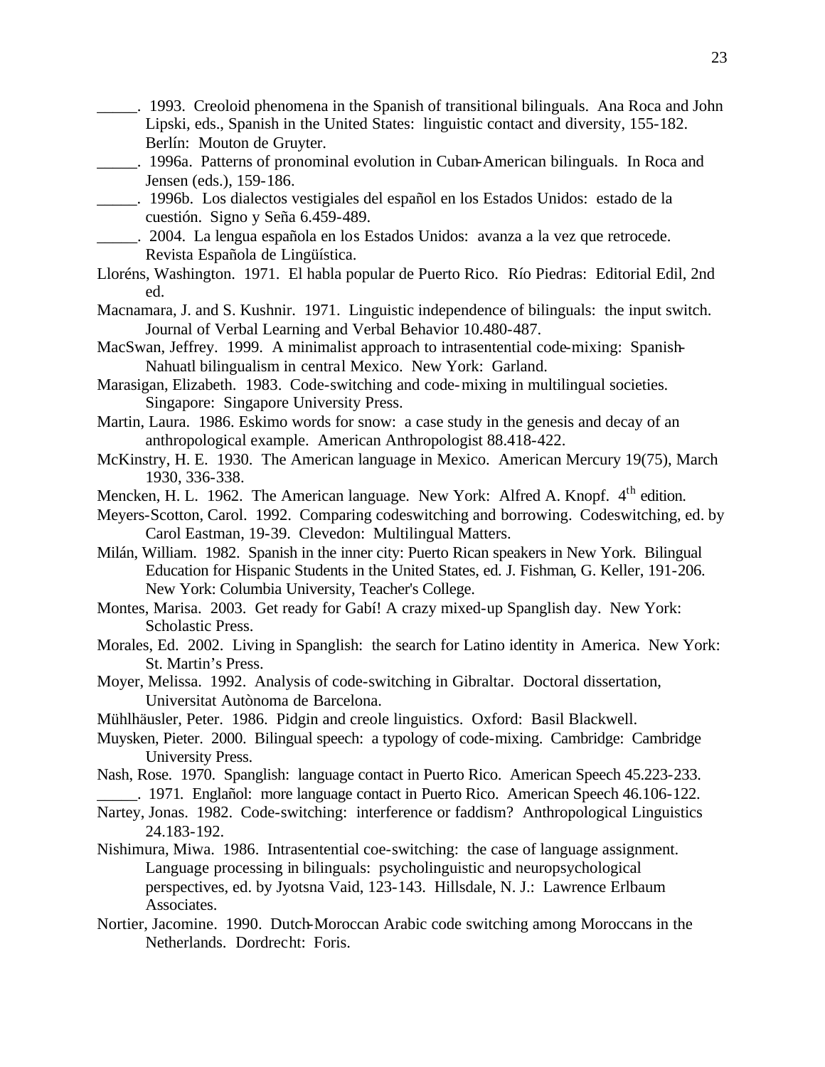_____. 1993. Creoloid phenomena in the Spanish of transitional bilinguals. Ana Roca and John Lipski, eds., Spanish in the United States: linguistic contact and diversity, 155-182. Berlín: Mouton de Gruyter.

_____. 1996a. Patterns of pronominal evolution in Cuban-American bilinguals. In Roca and Jensen (eds.), 159-186.

_____. 1996b. Los dialectos vestigiales del español en los Estados Unidos: estado de la cuestión. Signo y Seña 6.459-489.

_____. 2004. La lengua española en los Estados Unidos: avanza a la vez que retrocede. Revista Española de Lingüística.

Lloréns, Washington. 1971. El habla popular de Puerto Rico. Río Piedras: Editorial Edil, 2nd ed.

Macnamara, J. and S. Kushnir. 1971. Linguistic independence of bilinguals: the input switch. Journal of Verbal Learning and Verbal Behavior 10.480-487.

MacSwan, Jeffrey. 1999. A minimalist approach to intrasentential code-mixing: Spanish-Nahuatl bilingualism in central Mexico. New York: Garland.

Marasigan, Elizabeth. 1983. Code-switching and code-mixing in multilingual societies. Singapore: Singapore University Press.

Martin, Laura. 1986. Eskimo words for snow: a case study in the genesis and decay of an anthropological example. American Anthropologist 88.418-422.

McKinstry, H. E. 1930. The American language in Mexico. American Mercury 19(75), March 1930, 336-338.

Mencken, H. L. 1962. The American language. New York: Alfred A. Knopf. 4th edition.

Meyers-Scotton, Carol. 1992. Comparing codeswitching and borrowing. Codeswitching, ed. by Carol Eastman, 19-39. Clevedon: Multilingual Matters.

Milán, William. 1982. Spanish in the inner city: Puerto Rican speakers in New York. Bilingual Education for Hispanic Students in the United States, ed. J. Fishman, G. Keller, 191-206. New York: Columbia University, Teacher's College.

Montes, Marisa. 2003. Get ready for Gabí! A crazy mixed-up Spanglish day. New York: Scholastic Press.

Morales, Ed. 2002. Living in Spanglish: the search for Latino identity in America. New York: St. Martin's Press.

Moyer, Melissa. 1992. Analysis of code-switching in Gibraltar. Doctoral dissertation, Universitat Autònoma de Barcelona.

Mühlhäusler, Peter. 1986. Pidgin and creole linguistics. Oxford: Basil Blackwell.

Muysken, Pieter. 2000. Bilingual speech: a typology of code-mixing. Cambridge: Cambridge University Press.

Nash, Rose. 1970. Spanglish: language contact in Puerto Rico. American Speech 45.223-233.

_____. 1971. Englañol: more language contact in Puerto Rico. American Speech 46.106-122.

Nartey, Jonas. 1982. Code-switching: interference or faddism? Anthropological Linguistics 24.183-192.

Nishimura, Miwa. 1986. Intrasentential coe-switching: the case of language assignment. Language processing in bilinguals: psycholinguistic and neuropsychological perspectives, ed. by Jyotsna Vaid, 123-143. Hillsdale, N. J.: Lawrence Erlbaum Associates.

Nortier, Jacomine. 1990. Dutch-Moroccan Arabic code switching among Moroccans in the Netherlands. Dordrecht: Foris.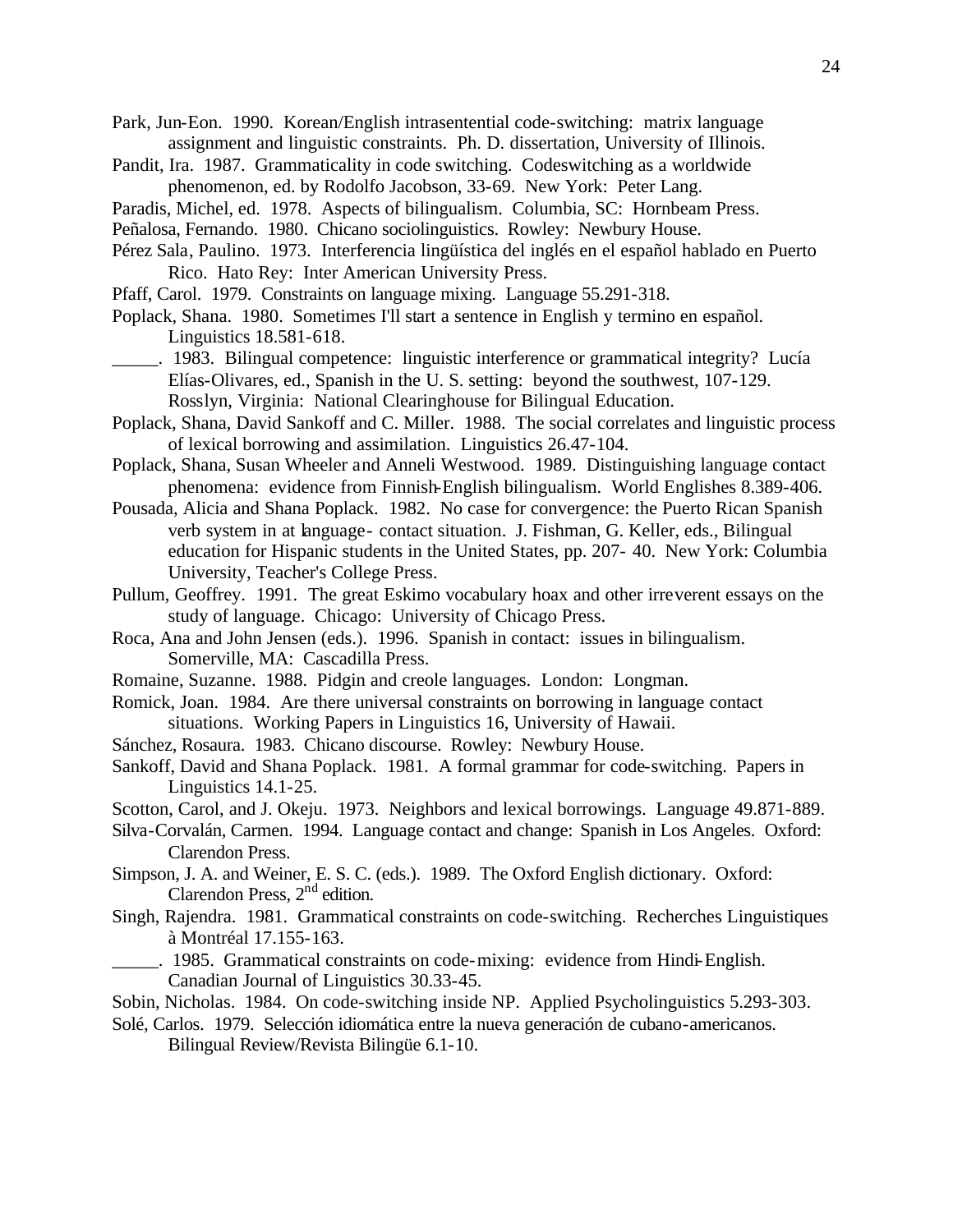Park, Jun-Eon. 1990. Korean/English intrasentential code-switching: matrix language assignment and linguistic constraints. Ph. D. dissertation, University of Illinois.

Pandit, Ira. 1987. Grammaticality in code switching. Codeswitching as a worldwide phenomenon, ed. by Rodolfo Jacobson, 33-69. New York: Peter Lang.

Paradis, Michel, ed. 1978. Aspects of bilingualism. Columbia, SC: Hornbeam Press.

Peñalosa, Fernando. 1980. Chicano sociolinguistics. Rowley: Newbury House.

Pérez Sala, Paulino. 1973. Interferencia lingüística del inglés en el español hablado en Puerto Rico. Hato Rey: Inter American University Press.

Pfaff, Carol. 1979. Constraints on language mixing. Language 55.291-318.

Poplack, Shana. 1980. Sometimes I'll start a sentence in English y termino en español. Linguistics 18.581-618.

_____. 1983. Bilingual competence: linguistic interference or grammatical integrity? Lucía Elías-Olivares, ed., Spanish in the U. S. setting: beyond the southwest, 107-129. Rosslyn, Virginia: National Clearinghouse for Bilingual Education.

Poplack, Shana, David Sankoff and C. Miller. 1988. The social correlates and linguistic process of lexical borrowing and assimilation. Linguistics 26.47-104.

Poplack, Shana, Susan Wheeler and Anneli Westwood. 1989. Distinguishing language contact phenomena: evidence from Finnish-English bilingualism. World Englishes 8.389-406.

Pousada, Alicia and Shana Poplack. 1982. No case for convergence: the Puerto Rican Spanish verb system in at language- contact situation. J. Fishman, G. Keller, eds., Bilingual education for Hispanic students in the United States, pp. 207- 40. New York: Columbia University, Teacher's College Press.

Pullum, Geoffrey. 1991. The great Eskimo vocabulary hoax and other irreverent essays on the study of language. Chicago: University of Chicago Press.

Roca, Ana and John Jensen (eds.). 1996. Spanish in contact: issues in bilingualism. Somerville, MA: Cascadilla Press.

Romaine, Suzanne. 1988. Pidgin and creole languages. London: Longman.

Romick, Joan. 1984. Are there universal constraints on borrowing in language contact situations. Working Papers in Linguistics 16, University of Hawaii.

Sánchez, Rosaura. 1983. Chicano discourse. Rowley: Newbury House.

Sankoff, David and Shana Poplack. 1981. A formal grammar for code-switching. Papers in Linguistics 14.1-25.

Scotton, Carol, and J. Okeju. 1973. Neighbors and lexical borrowings. Language 49.871-889.

Silva-Corvalán, Carmen. 1994. Language contact and change: Spanish in Los Angeles. Oxford: Clarendon Press.

Simpson, J. A. and Weiner, E. S. C. (eds.). 1989. The Oxford English dictionary. Oxford: Clarendon Press, 2nd edition.

Singh, Rajendra. 1981. Grammatical constraints on code-switching. Recherches Linguistiques à Montréal 17.155-163.

_____. 1985. Grammatical constraints on code-mixing: evidence from Hindi-English. Canadian Journal of Linguistics 30.33-45.

Sobin, Nicholas. 1984. On code-switching inside NP. Applied Psycholinguistics 5.293-303.

Solé, Carlos. 1979. Selección idiomática entre la nueva generación de cubano-americanos. Bilingual Review/Revista Bilingüe 6.1-10.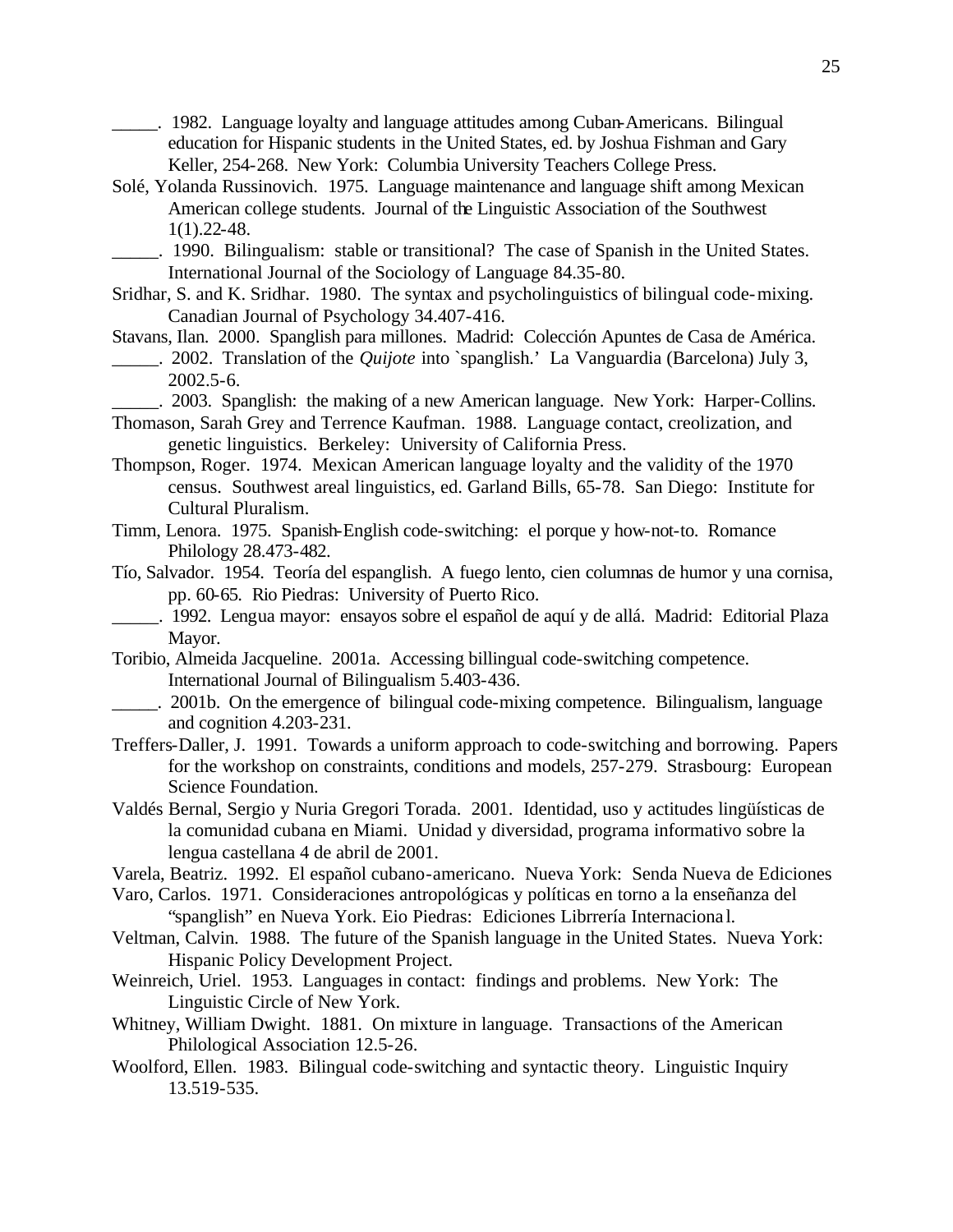_____. 1982. Language loyalty and language attitudes among Cuban-Americans. Bilingual education for Hispanic students in the United States, ed. by Joshua Fishman and Gary Keller, 254-268. New York: Columbia University Teachers College Press.

Solé, Yolanda Russinovich. 1975. Language maintenance and language shift among Mexican American college students. Journal of the Linguistic Association of the Southwest 1(1).22-48.

_____. 1990. Bilingualism: stable or transitional? The case of Spanish in the United States. International Journal of the Sociology of Language 84.35-80.

Sridhar, S. and K. Sridhar. 1980. The syntax and psycholinguistics of bilingual code-mixing. Canadian Journal of Psychology 34.407-416.

Stavans, Ilan. 2000. Spanglish para millones. Madrid: Colección Apuntes de Casa de América.

_____. 2002. Translation of the *Quijote* into `spanglish.' La Vanguardia (Barcelona) July 3, 2002.5-6.

_____. 2003. Spanglish: the making of a new American language. New York: Harper-Collins.

Thomason, Sarah Grey and Terrence Kaufman. 1988. Language contact, creolization, and genetic linguistics. Berkeley: University of California Press.

Thompson, Roger. 1974. Mexican American language loyalty and the validity of the 1970 census. Southwest areal linguistics, ed. Garland Bills, 65-78. San Diego: Institute for Cultural Pluralism.

Timm, Lenora. 1975. Spanish-English code-switching: el porque y how-not-to. Romance Philology 28.473-482.

Tío, Salvador. 1954. Teoría del espanglish. A fuego lento, cien columnas de humor y una cornisa, pp. 60-65. Rio Piedras: University of Puerto Rico.

_____. 1992. Lengua mayor: ensayos sobre el español de aquí y de allá. Madrid: Editorial Plaza Mayor.

Toribio, Almeida Jacqueline. 2001a. Accessing billingual code-switching competence. International Journal of Bilingualism 5.403-436.

_____. 2001b. On the emergence of bilingual code-mixing competence. Bilingualism, language and cognition 4.203-231.

Treffers-Daller, J. 1991. Towards a uniform approach to code-switching and borrowing. Papers for the workshop on constraints, conditions and models, 257-279. Strasbourg: European Science Foundation.

Valdés Bernal, Sergio y Nuria Gregori Torada. 2001. Identidad, uso y actitudes lingüísticas de la comunidad cubana en Miami. Unidad y diversidad, programa informativo sobre la lengua castellana 4 de abril de 2001.

Varela, Beatriz. 1992. El español cubano-americano. Nueva York: Senda Nueva de Ediciones

Varo, Carlos. 1971. Consideraciones antropológicas y políticas en torno a la enseñanza del "spanglish" en Nueva York. Eio Piedras: Ediciones Librrería Internacional.

Veltman, Calvin. 1988. The future of the Spanish language in the United States. Nueva York: Hispanic Policy Development Project.

Weinreich, Uriel. 1953. Languages in contact: findings and problems. New York: The Linguistic Circle of New York.

Whitney, William Dwight. 1881. On mixture in language. Transactions of the American Philological Association 12.5-26.

Woolford, Ellen. 1983. Bilingual code-switching and syntactic theory. Linguistic Inquiry 13.519-535.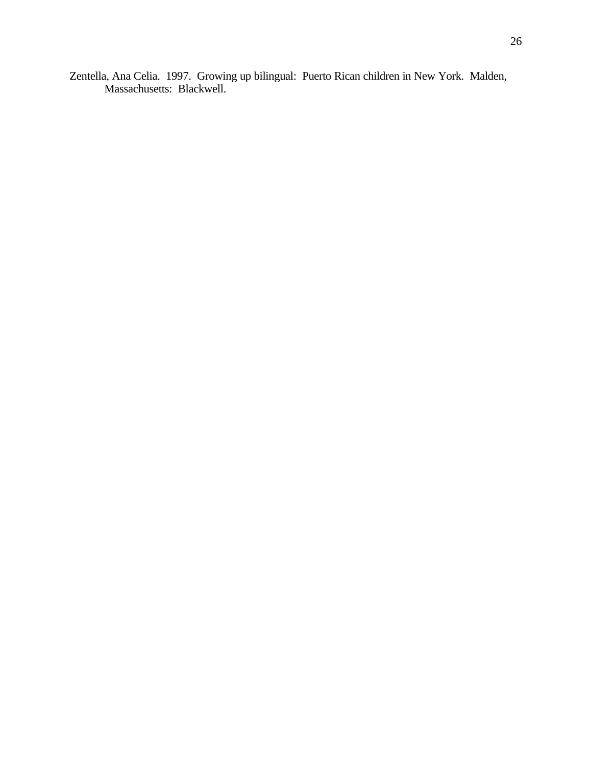Zentella, Ana Celia. 1997. Growing up bilingual: Puerto Rican children in New York. Malden, Massachusetts: Blackwell.